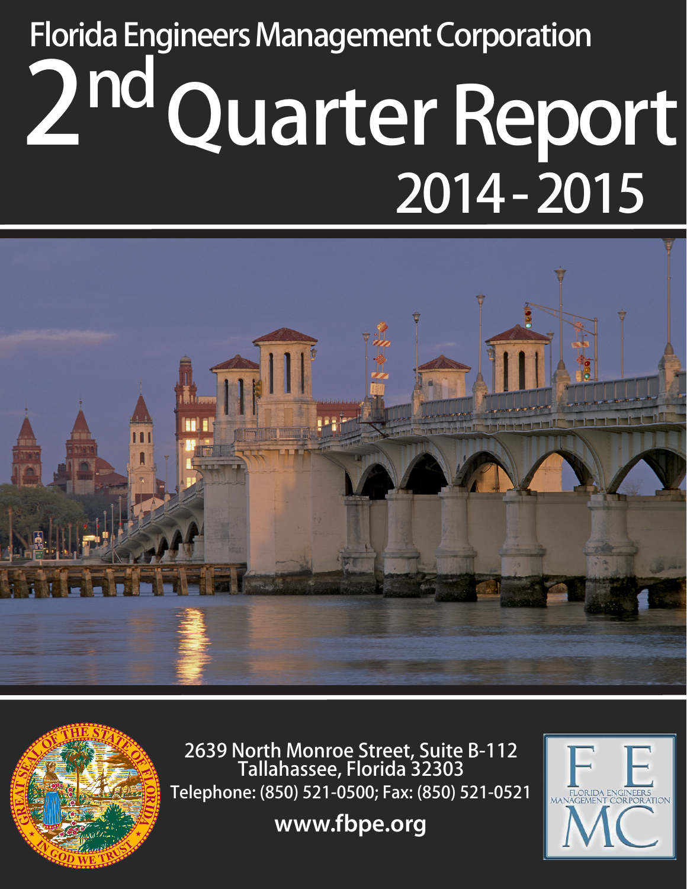# Florida Engineers Management Corporation

# 2nd Quarter Report

## 2014 - 2015

2639 North Monroe Street, Suite B-112
Tallahassee, Florida 32303
Telephone: (850) 521-0500; Fax: (850) 521-0521

**www.fbpe.org**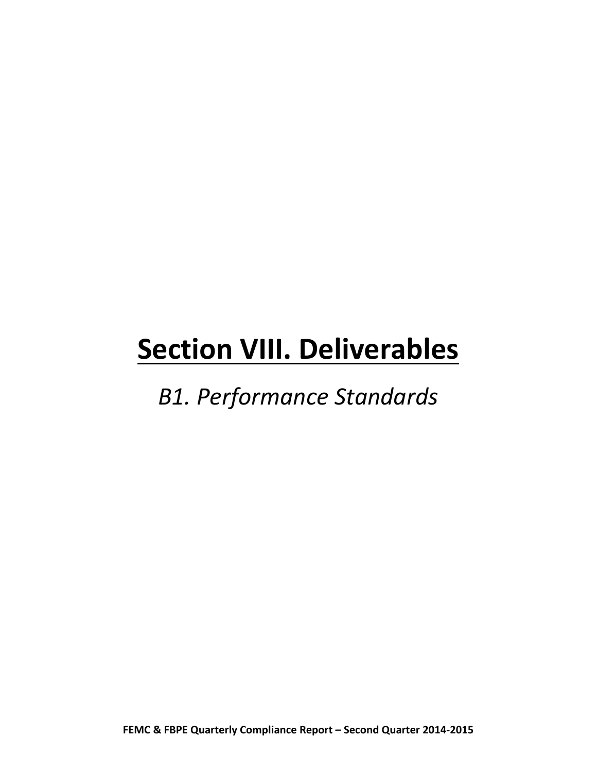# Section VIII. Deliverables

## *B1. Performance Standards*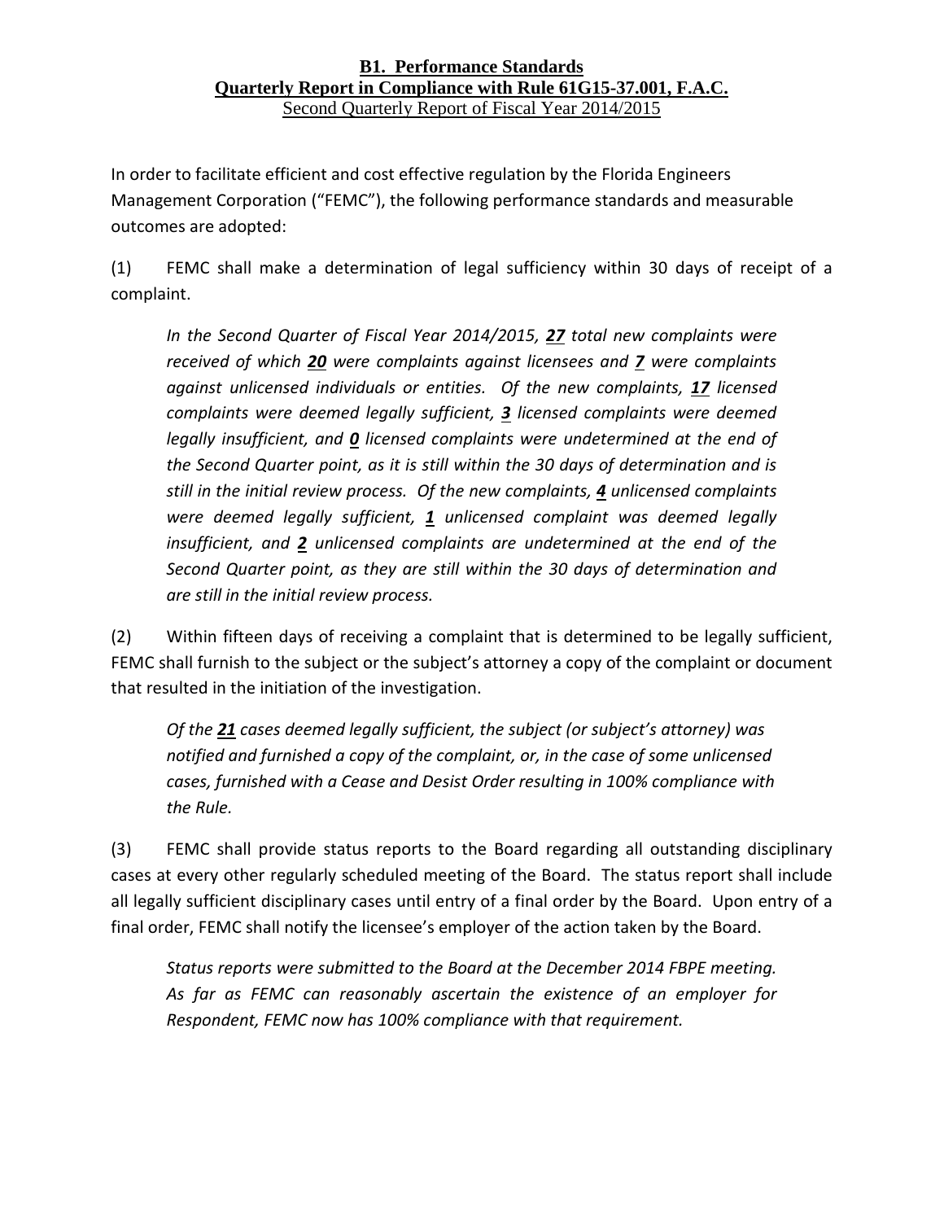**B1. Performance Standards**
**Quarterly Report in Compliance with Rule 61G15-37.001, F.A.C.**
Second Quarterly Report of Fiscal Year 2014/2015

In order to facilitate efficient and cost effective regulation by the Florida Engineers Management Corporation ("FEMC"), the following performance standards and measurable outcomes are adopted:

(1) FEMC shall make a determination of legal sufficiency within 30 days of receipt of a complaint.

> *In the Second Quarter of Fiscal Year 2014/2015, **27** total new complaints were received of which **20** were complaints against licensees and **7** were complaints against unlicensed individuals or entities. Of the new complaints, **17** licensed complaints were deemed legally sufficient, **3** licensed complaints were deemed legally insufficient, and **0** licensed complaints were undetermined at the end of the Second Quarter point, as it is still within the 30 days of determination and is still in the initial review process. Of the new complaints, **4** unlicensed complaints were deemed legally sufficient, **1** unlicensed complaint was deemed legally insufficient, and **2** unlicensed complaints are undetermined at the end of the Second Quarter point, as they are still within the 30 days of determination and are still in the initial review process.*

(2) Within fifteen days of receiving a complaint that is determined to be legally sufficient, FEMC shall furnish to the subject or the subject's attorney a copy of the complaint or document that resulted in the initiation of the investigation.

> *Of the **21** cases deemed legally sufficient, the subject (or subject's attorney) was notified and furnished a copy of the complaint, or, in the case of some unlicensed cases, furnished with a Cease and Desist Order resulting in 100% compliance with the Rule.*

(3) FEMC shall provide status reports to the Board regarding all outstanding disciplinary cases at every other regularly scheduled meeting of the Board. The status report shall include all legally sufficient disciplinary cases until entry of a final order by the Board. Upon entry of a final order, FEMC shall notify the licensee's employer of the action taken by the Board.

> *Status reports were submitted to the Board at the December 2014 FBPE meeting. As far as FEMC can reasonably ascertain the existence of an employer for Respondent, FEMC now has 100% compliance with that requirement.*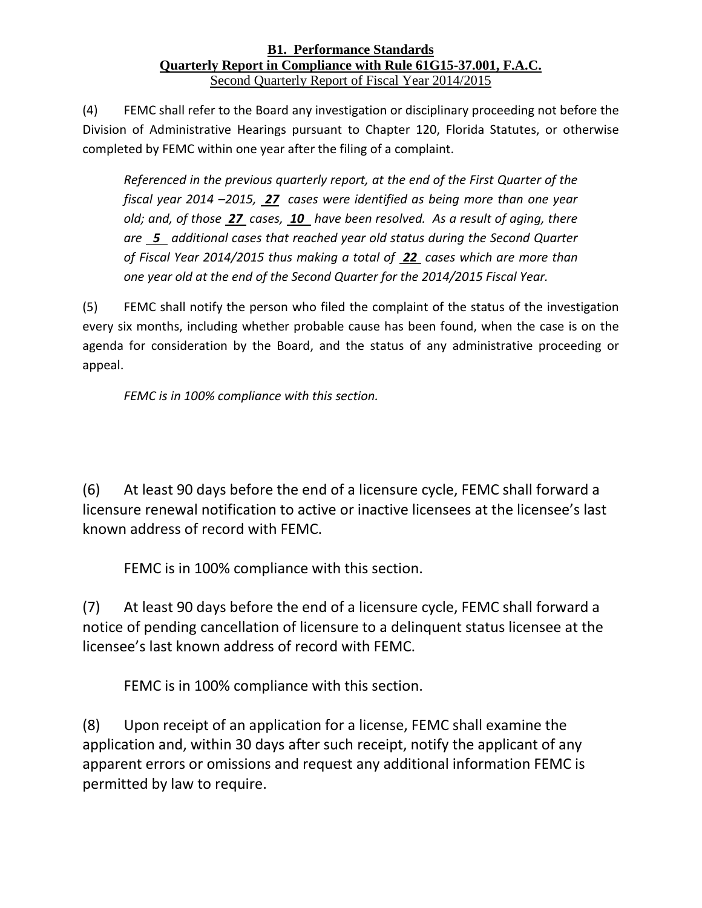**B1. Performance Standards**
**Quarterly Report in Compliance with Rule 61G15-37.001, F.A.C.**
Second Quarterly Report of Fiscal Year 2014/2015

(4) FEMC shall refer to the Board any investigation or disciplinary proceeding not before the Division of Administrative Hearings pursuant to Chapter 120, Florida Statutes, or otherwise completed by FEMC within one year after the filing of a complaint.

*Referenced in the previous quarterly report, at the end of the First Quarter of the fiscal year 2014 –2015,* ***27*** *cases were identified as being more than one year old; and, of those* ***27*** *cases,* ***10*** *have been resolved. As a result of aging, there are* ***5*** *additional cases that reached year old status during the Second Quarter of Fiscal Year 2014/2015 thus making a total of* ***22*** *cases which are more than one year old at the end of the Second Quarter for the 2014/2015 Fiscal Year.*

(5) FEMC shall notify the person who filed the complaint of the status of the investigation every six months, including whether probable cause has been found, when the case is on the agenda for consideration by the Board, and the status of any administrative proceeding or appeal.

*FEMC is in 100% compliance with this section.*

(6) At least 90 days before the end of a licensure cycle, FEMC shall forward a licensure renewal notification to active or inactive licensees at the licensee's last known address of record with FEMC.

FEMC is in 100% compliance with this section.

(7) At least 90 days before the end of a licensure cycle, FEMC shall forward a notice of pending cancellation of licensure to a delinquent status licensee at the licensee's last known address of record with FEMC.

FEMC is in 100% compliance with this section.

(8) Upon receipt of an application for a license, FEMC shall examine the application and, within 30 days after such receipt, notify the applicant of any apparent errors or omissions and request any additional information FEMC is permitted by law to require.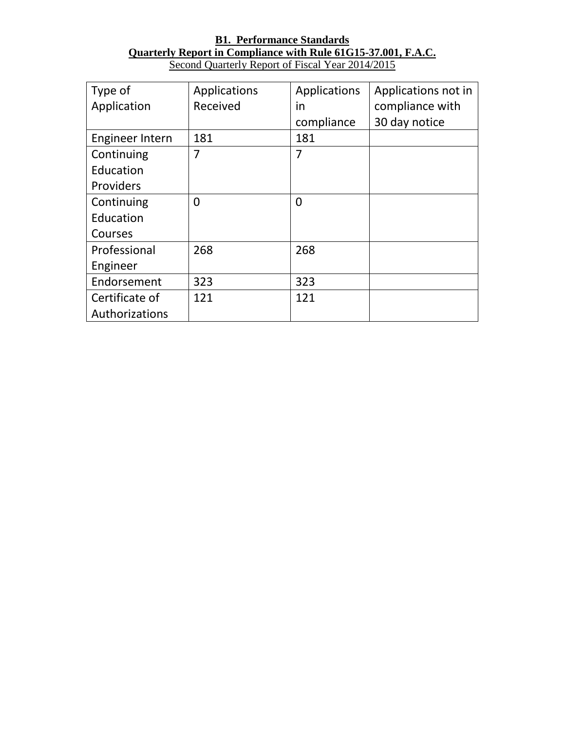**B1. Performance Standards**

**Quarterly Report in Compliance with Rule 61G15-37.001, F.A.C.**

Second Quarterly Report of Fiscal Year 2014/2015

| Type of Application | Applications Received | Applications in compliance | Applications not in compliance with 30 day notice |
|---|---|---|---|
| Engineer Intern | 181 | 181 | |
| Continuing Education Providers | 7 | 7 | |
| Continuing Education Courses | 0 | 0 | |
| Professional Engineer | 268 | 268 | |
| Endorsement | 323 | 323 | |
| Certificate of Authorizations | 121 | 121 | |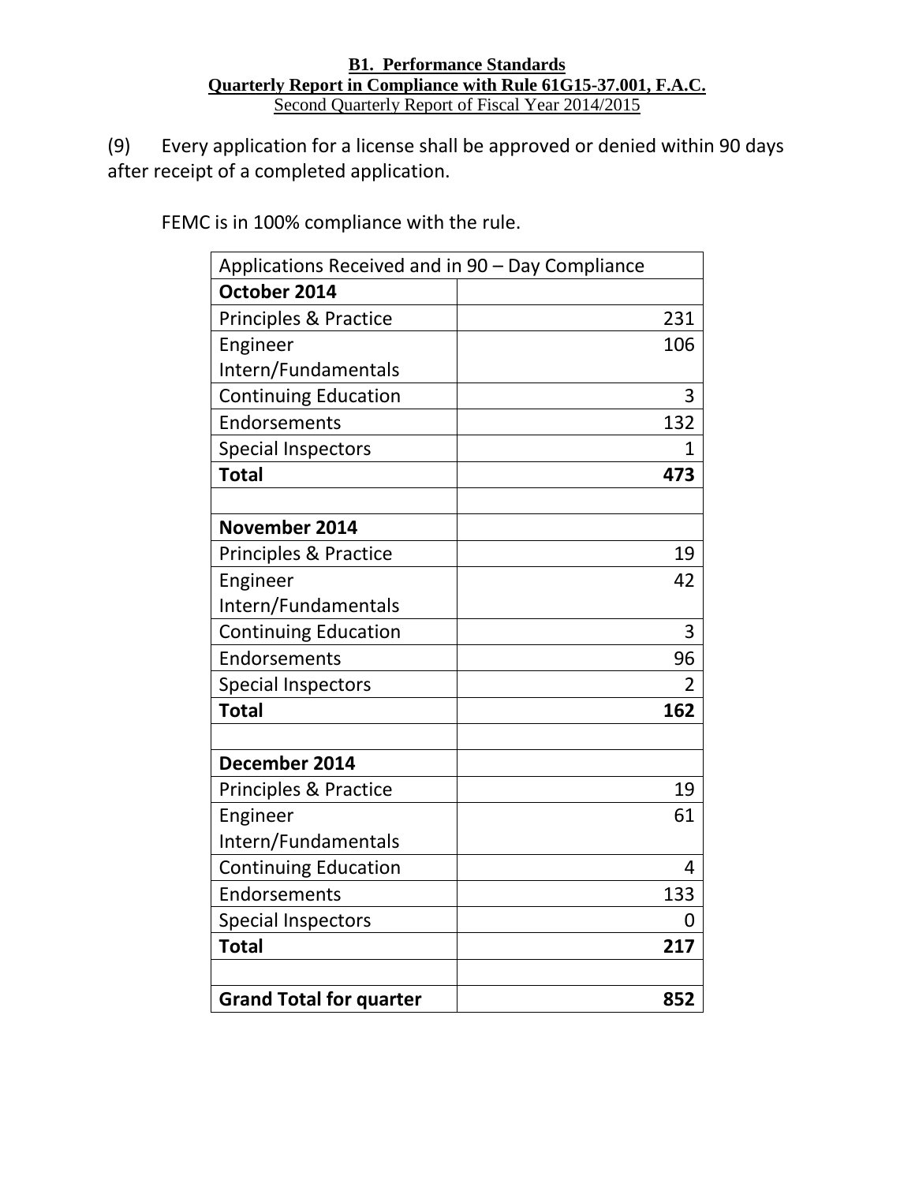**B1. Performance Standards**

**Quarterly Report in Compliance with Rule 61G15-37.001, F.A.C.**

Second Quarterly Report of Fiscal Year 2014/2015

(9) Every application for a license shall be approved or denied within 90 days after receipt of a completed application.

FEMC is in 100% compliance with the rule.

| Applications Received and in 90 – Day Compliance | |
|---|---|
| **October 2014** | |
| Principles & Practice | 231 |
| Engineer Intern/Fundamentals | 106 |
| Continuing Education | 3 |
| Endorsements | 132 |
| Special Inspectors | 1 |
| **Total** | **473** |
| | |
| **November 2014** | |
| Principles & Practice | 19 |
| Engineer Intern/Fundamentals | 42 |
| Continuing Education | 3 |
| Endorsements | 96 |
| Special Inspectors | 2 |
| **Total** | **162** |
| | |
| **December 2014** | |
| Principles & Practice | 19 |
| Engineer Intern/Fundamentals | 61 |
| Continuing Education | 4 |
| Endorsements | 133 |
| Special Inspectors | 0 |
| **Total** | **217** |
| | |
| **Grand Total for quarter** | **852** |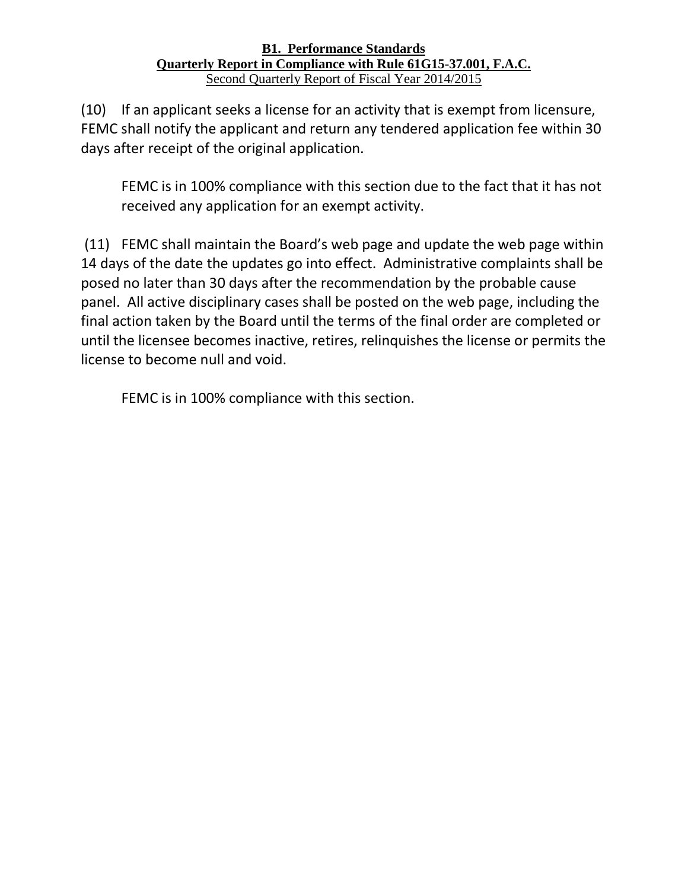**B1. Performance Standards**
**Quarterly Report in Compliance with Rule 61G15-37.001, F.A.C.**
Second Quarterly Report of Fiscal Year 2014/2015

(10) If an applicant seeks a license for an activity that is exempt from licensure, FEMC shall notify the applicant and return any tendered application fee within 30 days after receipt of the original application.

FEMC is in 100% compliance with this section due to the fact that it has not received any application for an exempt activity.

(11) FEMC shall maintain the Board's web page and update the web page within 14 days of the date the updates go into effect. Administrative complaints shall be posed no later than 30 days after the recommendation by the probable cause panel. All active disciplinary cases shall be posted on the web page, including the final action taken by the Board until the terms of the final order are completed or until the licensee becomes inactive, retires, relinquishes the license or permits the license to become null and void.

FEMC is in 100% compliance with this section.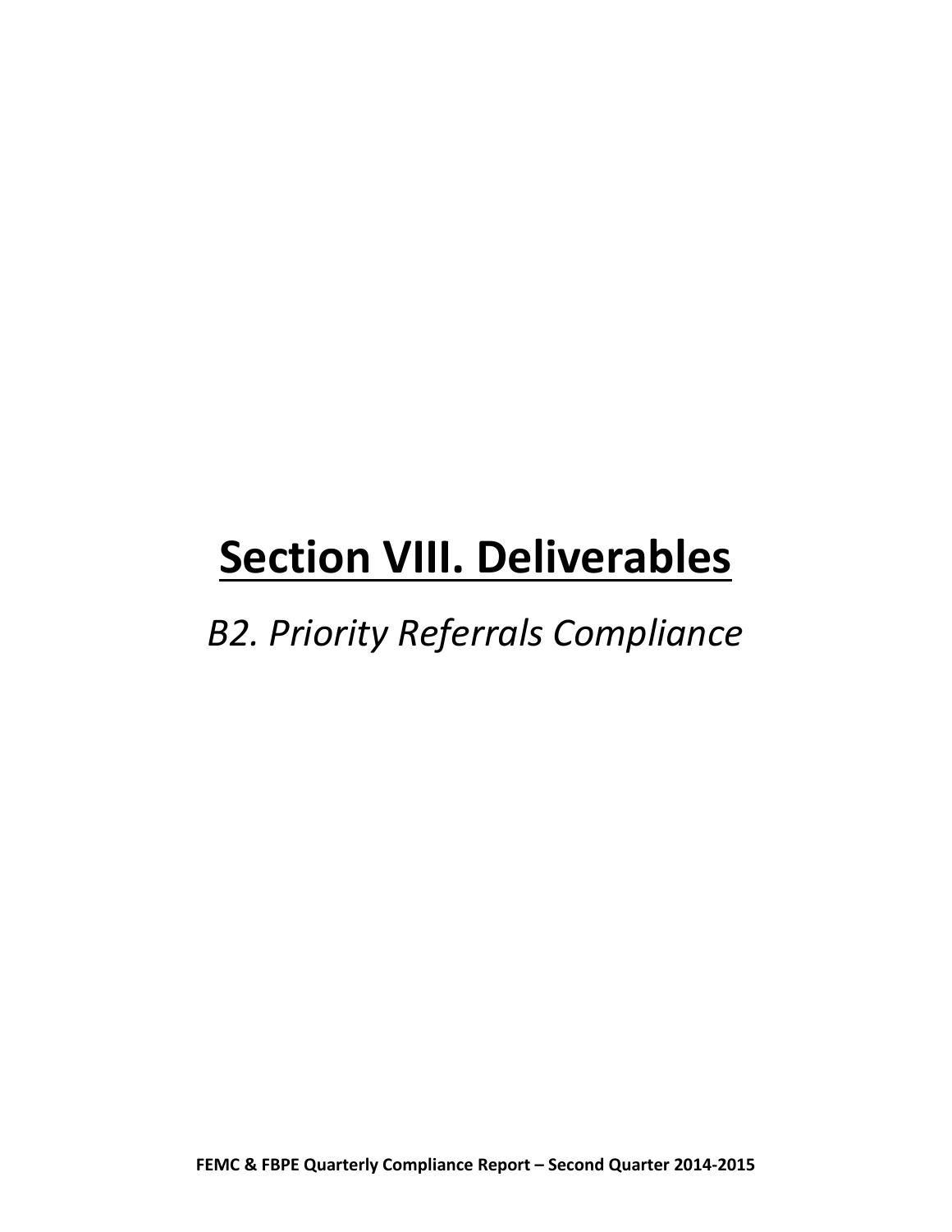# Section VIII. Deliverables

*B2. Priority Referrals Compliance*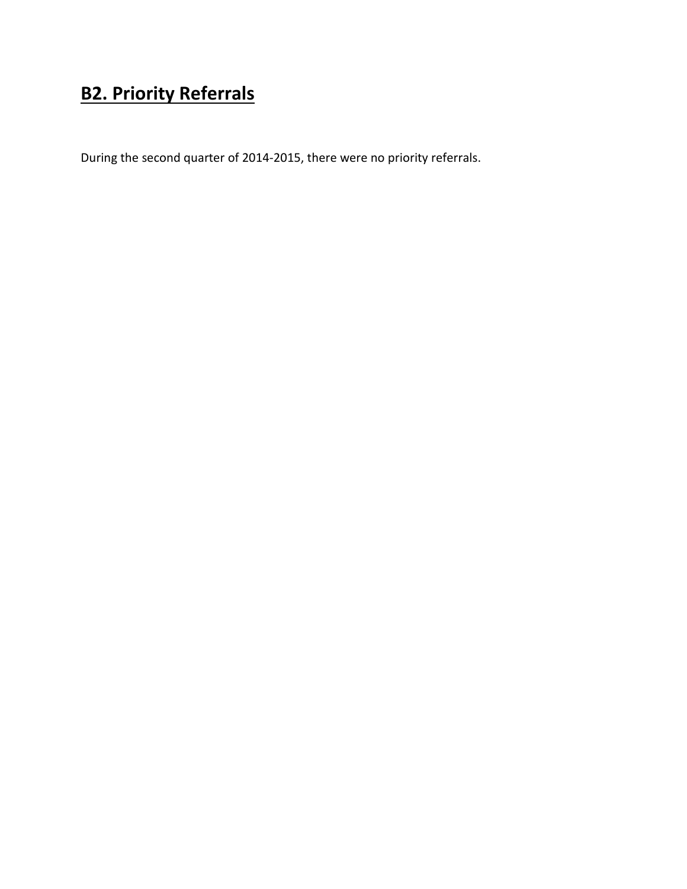## B2. Priority Referrals

During the second quarter of 2014-2015, there were no priority referrals.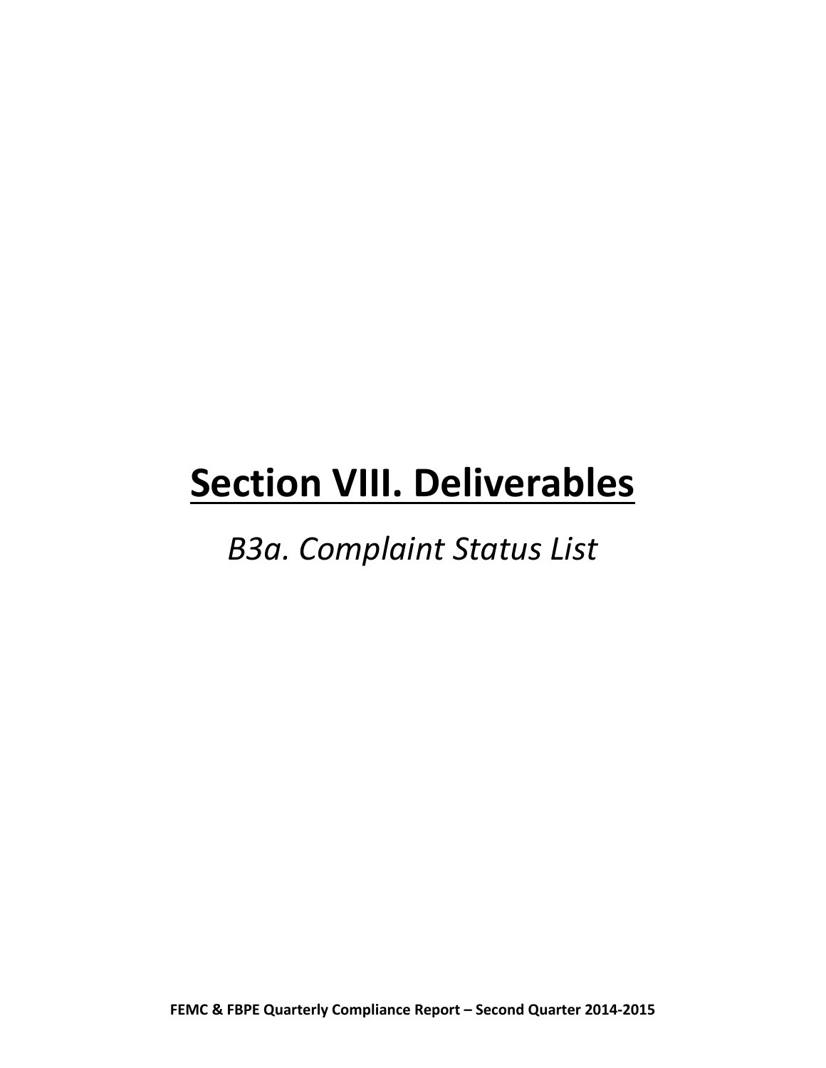# Section VIII. Deliverables

*B3a. Complaint Status List*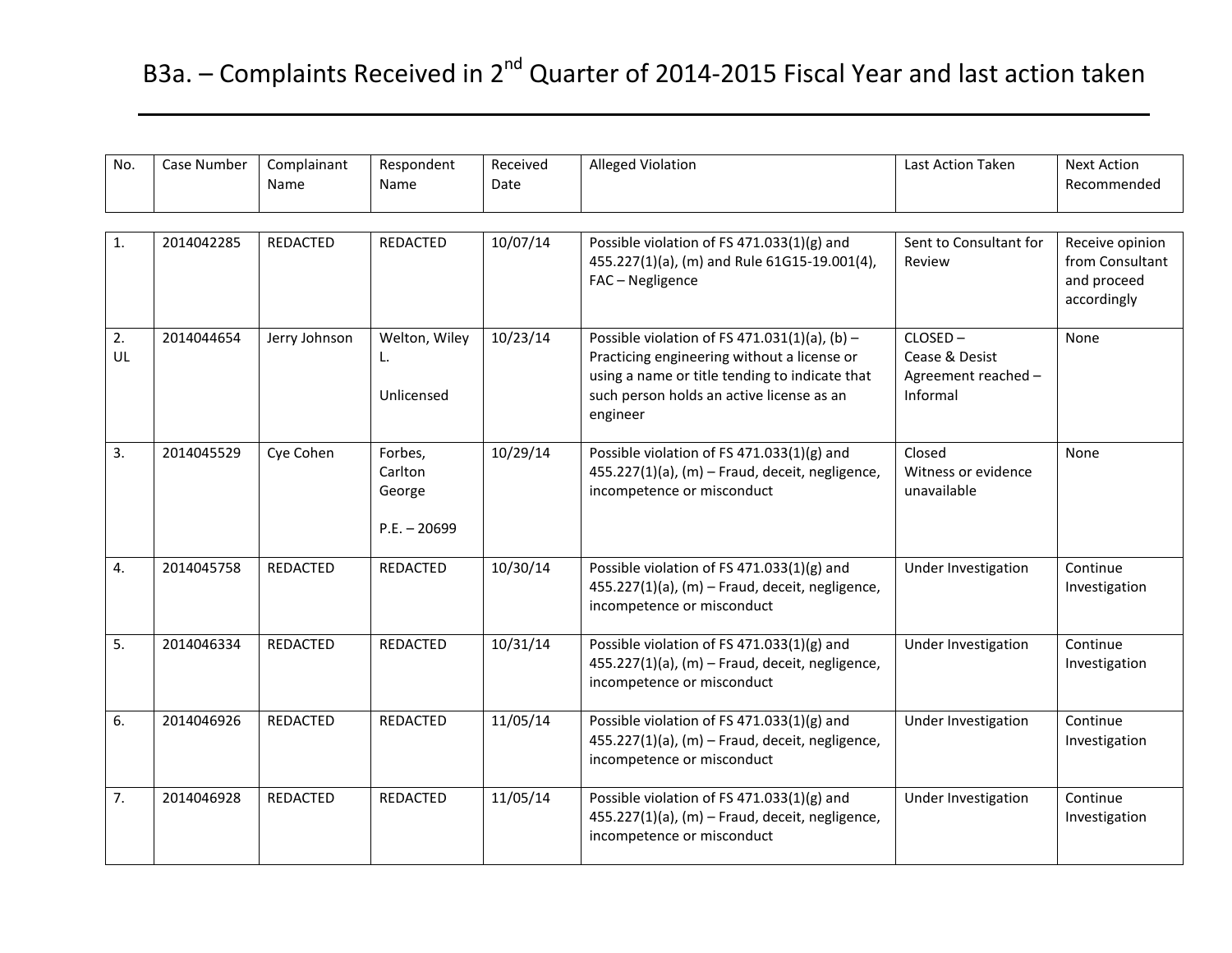# B3a. – Complaints Received in 2nd Quarter of 2014-2015 Fiscal Year and last action taken

| No. | Case Number | Complainant Name | Respondent Name | Received Date | Alleged Violation | Last Action Taken | Next Action Recommended |
|---|---|---|---|---|---|---|---|
| 1. | 2014042285 | REDACTED | REDACTED | 10/07/14 | Possible violation of FS 471.033(1)(g) and 455.227(1)(a), (m) and Rule 61G15-19.001(4), FAC – Negligence | Sent to Consultant for Review | Receive opinion from Consultant and proceed accordingly |
| 2. UL | 2014044654 | Jerry Johnson | Welton, Wiley L. Unlicensed | 10/23/14 | Possible violation of FS 471.031(1)(a), (b) – Practicing engineering without a license or using a name or title tending to indicate that such person holds an active license as an engineer | CLOSED – Cease & Desist Agreement reached – Informal | None |
| 3. | 2014045529 | Cye Cohen | Forbes, Carlton George P.E. – 20699 | 10/29/14 | Possible violation of FS 471.033(1)(g) and 455.227(1)(a), (m) – Fraud, deceit, negligence, incompetence or misconduct | Closed Witness or evidence unavailable | None |
| 4. | 2014045758 | REDACTED | REDACTED | 10/30/14 | Possible violation of FS 471.033(1)(g) and 455.227(1)(a), (m) – Fraud, deceit, negligence, incompetence or misconduct | Under Investigation | Continue Investigation |
| 5. | 2014046334 | REDACTED | REDACTED | 10/31/14 | Possible violation of FS 471.033(1)(g) and 455.227(1)(a), (m) – Fraud, deceit, negligence, incompetence or misconduct | Under Investigation | Continue Investigation |
| 6. | 2014046926 | REDACTED | REDACTED | 11/05/14 | Possible violation of FS 471.033(1)(g) and 455.227(1)(a), (m) – Fraud, deceit, negligence, incompetence or misconduct | Under Investigation | Continue Investigation |
| 7. | 2014046928 | REDACTED | REDACTED | 11/05/14 | Possible violation of FS 471.033(1)(g) and 455.227(1)(a), (m) – Fraud, deceit, negligence, incompetence or misconduct | Under Investigation | Continue Investigation |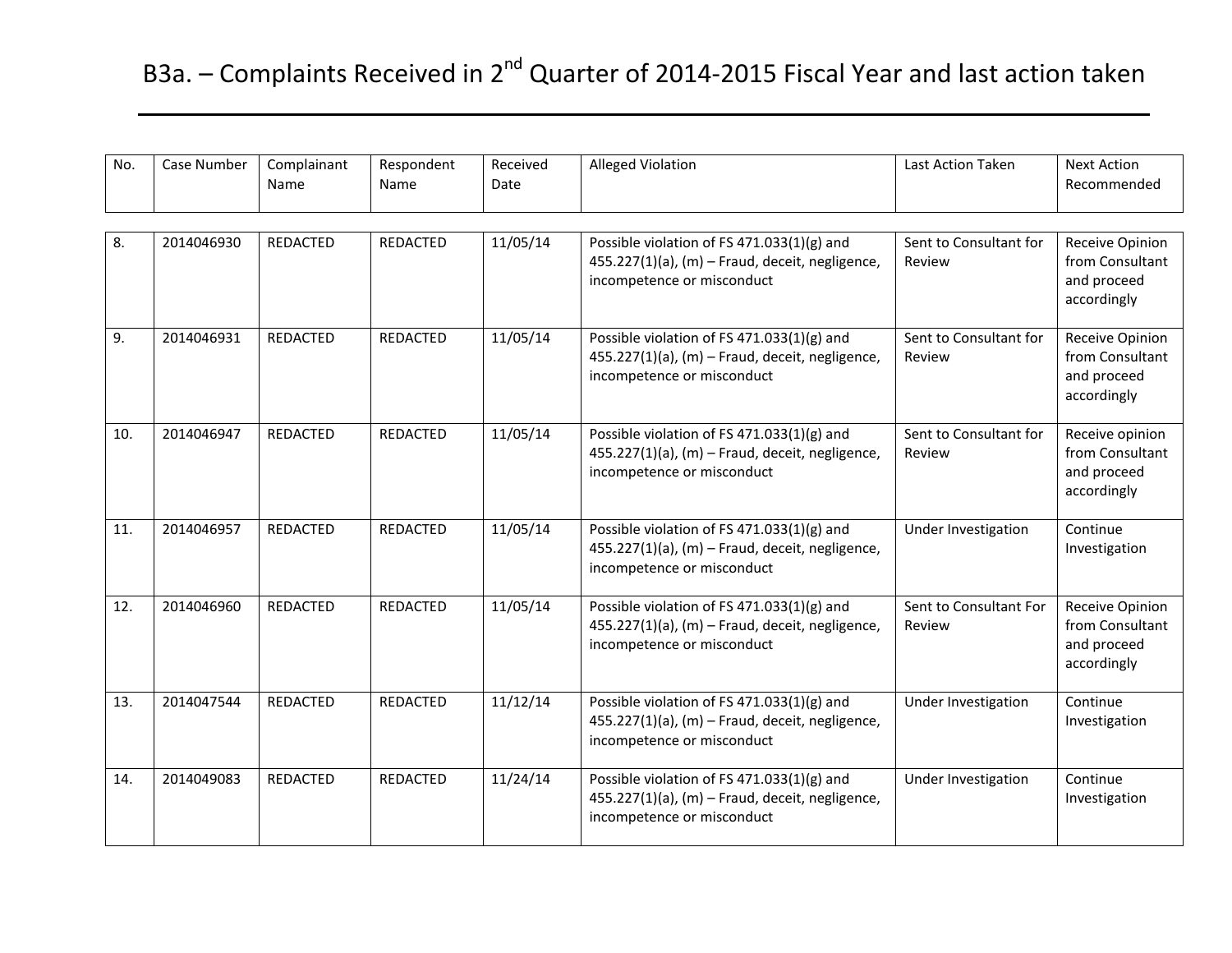# B3a. – Complaints Received in 2nd Quarter of 2014-2015 Fiscal Year and last action taken

| No. | Case Number | Complainant Name | Respondent Name | Received Date | Alleged Violation | Last Action Taken | Next Action Recommended |
|---|---|---|---|---|---|---|---|
| 8. | 2014046930 | REDACTED | REDACTED | 11/05/14 | Possible violation of FS 471.033(1)(g) and 455.227(1)(a), (m) – Fraud, deceit, negligence, incompetence or misconduct | Sent to Consultant for Review | Receive Opinion from Consultant and proceed accordingly |
| 9. | 2014046931 | REDACTED | REDACTED | 11/05/14 | Possible violation of FS 471.033(1)(g) and 455.227(1)(a), (m) – Fraud, deceit, negligence, incompetence or misconduct | Sent to Consultant for Review | Receive Opinion from Consultant and proceed accordingly |
| 10. | 2014046947 | REDACTED | REDACTED | 11/05/14 | Possible violation of FS 471.033(1)(g) and 455.227(1)(a), (m) – Fraud, deceit, negligence, incompetence or misconduct | Sent to Consultant for Review | Receive opinion from Consultant and proceed accordingly |
| 11. | 2014046957 | REDACTED | REDACTED | 11/05/14 | Possible violation of FS 471.033(1)(g) and 455.227(1)(a), (m) – Fraud, deceit, negligence, incompetence or misconduct | Under Investigation | Continue Investigation |
| 12. | 2014046960 | REDACTED | REDACTED | 11/05/14 | Possible violation of FS 471.033(1)(g) and 455.227(1)(a), (m) – Fraud, deceit, negligence, incompetence or misconduct | Sent to Consultant For Review | Receive Opinion from Consultant and proceed accordingly |
| 13. | 2014047544 | REDACTED | REDACTED | 11/12/14 | Possible violation of FS 471.033(1)(g) and 455.227(1)(a), (m) – Fraud, deceit, negligence, incompetence or misconduct | Under Investigation | Continue Investigation |
| 14. | 2014049083 | REDACTED | REDACTED | 11/24/14 | Possible violation of FS 471.033(1)(g) and 455.227(1)(a), (m) – Fraud, deceit, negligence, incompetence or misconduct | Under Investigation | Continue Investigation |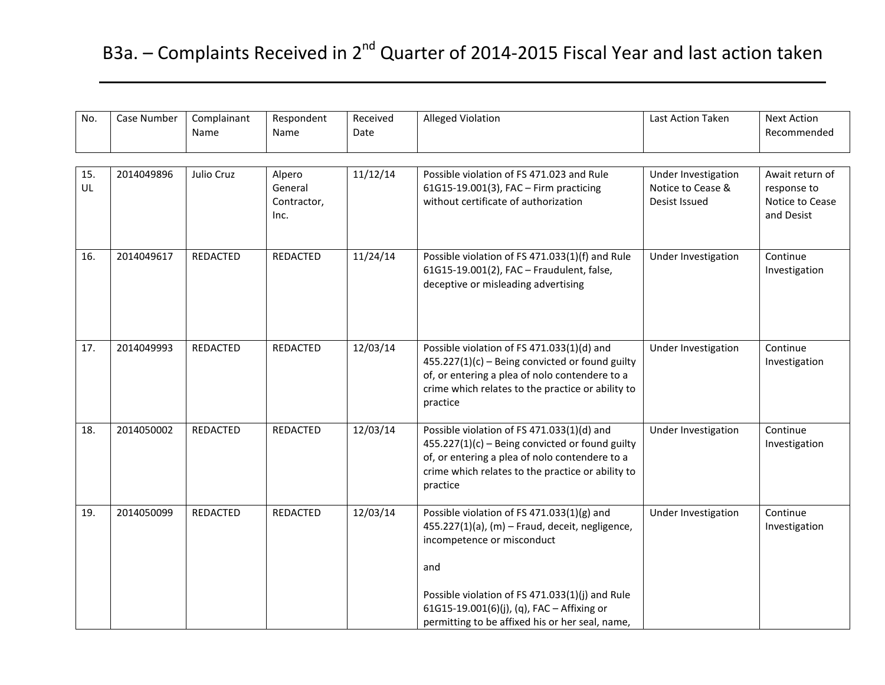# B3a. – Complaints Received in 2nd Quarter of 2014-2015 Fiscal Year and last action taken

| No. | Case Number | Complainant Name | Respondent Name | Received Date | Alleged Violation | Last Action Taken | Next Action Recommended |
|---|---|---|---|---|---|---|---|
| 15. UL | 2014049896 | Julio Cruz | Alpero General Contractor, Inc. | 11/12/14 | Possible violation of FS 471.023 and Rule 61G15-19.001(3), FAC – Firm practicing without certificate of authorization | Under Investigation Notice to Cease & Desist Issued | Await return of response to Notice to Cease and Desist |
| 16. | 2014049617 | REDACTED | REDACTED | 11/24/14 | Possible violation of FS 471.033(1)(f) and Rule 61G15-19.001(2), FAC – Fraudulent, false, deceptive or misleading advertising | Under Investigation | Continue Investigation |
| 17. | 2014049993 | REDACTED | REDACTED | 12/03/14 | Possible violation of FS 471.033(1)(d) and 455.227(1)(c) – Being convicted or found guilty of, or entering a plea of nolo contendere to a crime which relates to the practice or ability to practice | Under Investigation | Continue Investigation |
| 18. | 2014050002 | REDACTED | REDACTED | 12/03/14 | Possible violation of FS 471.033(1)(d) and 455.227(1)(c) – Being convicted or found guilty of, or entering a plea of nolo contendere to a crime which relates to the practice or ability to practice | Under Investigation | Continue Investigation |
| 19. | 2014050099 | REDACTED | REDACTED | 12/03/14 | Possible violation of FS 471.033(1)(g) and 455.227(1)(a), (m) – Fraud, deceit, negligence, incompetence or misconduct<br><br>and<br><br>Possible violation of FS 471.033(1)(j) and Rule 61G15-19.001(6)(j), (q), FAC – Affixing or permitting to be affixed his or her seal, name, | Under Investigation | Continue Investigation |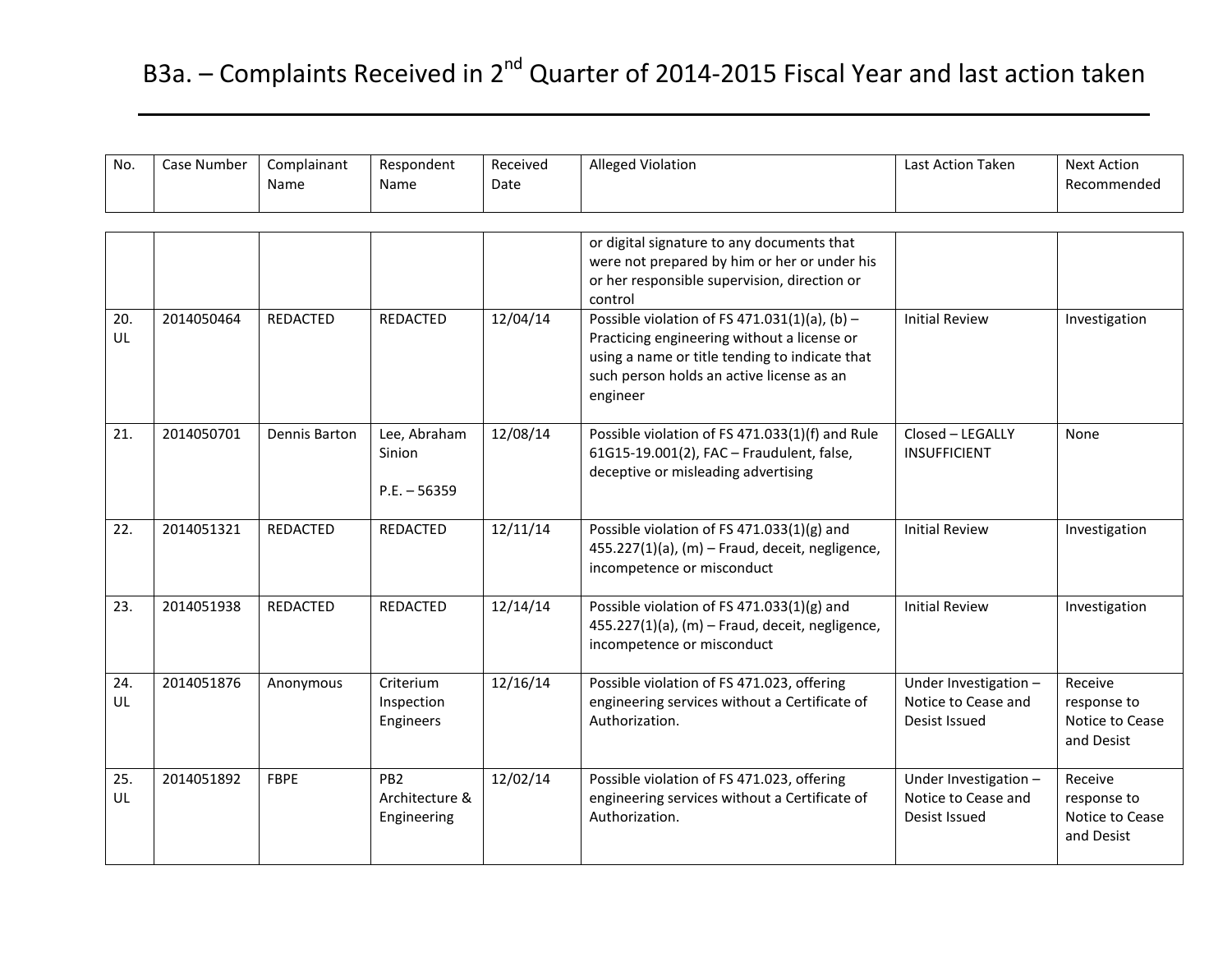# B3a. – Complaints Received in 2nd Quarter of 2014-2015 Fiscal Year and last action taken

| No. | Case Number | Complainant Name | Respondent Name | Received Date | Alleged Violation | Last Action Taken | Next Action Recommended |
|---|---|---|---|---|---|---|---|
| | | | | | or digital signature to any documents that were not prepared by him or her or under his or her responsible supervision, direction or control | | |
| 20. UL | 2014050464 | REDACTED | REDACTED | 12/04/14 | Possible violation of FS 471.031(1)(a), (b) – Practicing engineering without a license or using a name or title tending to indicate that such person holds an active license as an engineer | Initial Review | Investigation |
| 21. | 2014050701 | Dennis Barton | Lee, Abraham Sinion<br><br>P.E. – 56359 | 12/08/14 | Possible violation of FS 471.033(1)(f) and Rule 61G15-19.001(2), FAC – Fraudulent, false, deceptive or misleading advertising | Closed – LEGALLY INSUFFICIENT | None |
| 22. | 2014051321 | REDACTED | REDACTED | 12/11/14 | Possible violation of FS 471.033(1)(g) and 455.227(1)(a), (m) – Fraud, deceit, negligence, incompetence or misconduct | Initial Review | Investigation |
| 23. | 2014051938 | REDACTED | REDACTED | 12/14/14 | Possible violation of FS 471.033(1)(g) and 455.227(1)(a), (m) – Fraud, deceit, negligence, incompetence or misconduct | Initial Review | Investigation |
| 24. UL | 2014051876 | Anonymous | Criterium Inspection Engineers | 12/16/14 | Possible violation of FS 471.023, offering engineering services without a Certificate of Authorization. | Under Investigation – Notice to Cease and Desist Issued | Receive response to Notice to Cease and Desist |
| 25. UL | 2014051892 | FBPE | PB2 Architecture & Engineering | 12/02/14 | Possible violation of FS 471.023, offering engineering services without a Certificate of Authorization. | Under Investigation – Notice to Cease and Desist Issued | Receive response to Notice to Cease and Desist |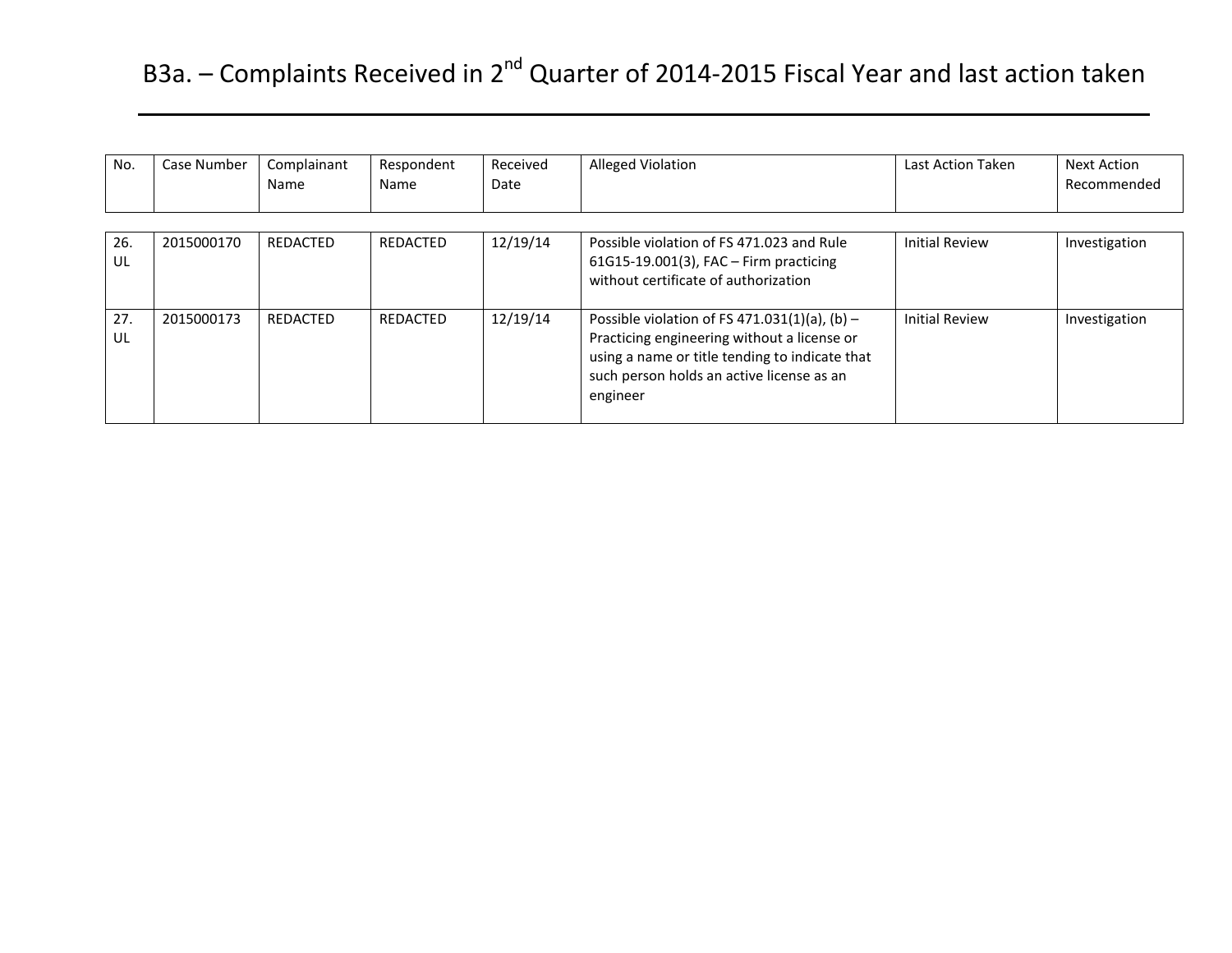# B3a. – Complaints Received in 2nd Quarter of 2014-2015 Fiscal Year and last action taken

| No. | Case Number | Complainant Name | Respondent Name | Received Date | Alleged Violation | Last Action Taken | Next Action Recommended |
|---|---|---|---|---|---|---|---|
| 26. UL | 2015000170 | REDACTED | REDACTED | 12/19/14 | Possible violation of FS 471.023 and Rule 61G15-19.001(3), FAC – Firm practicing without certificate of authorization | Initial Review | Investigation |
| 27. UL | 2015000173 | REDACTED | REDACTED | 12/19/14 | Possible violation of FS 471.031(1)(a), (b) – Practicing engineering without a license or using a name or title tending to indicate that such person holds an active license as an engineer | Initial Review | Investigation |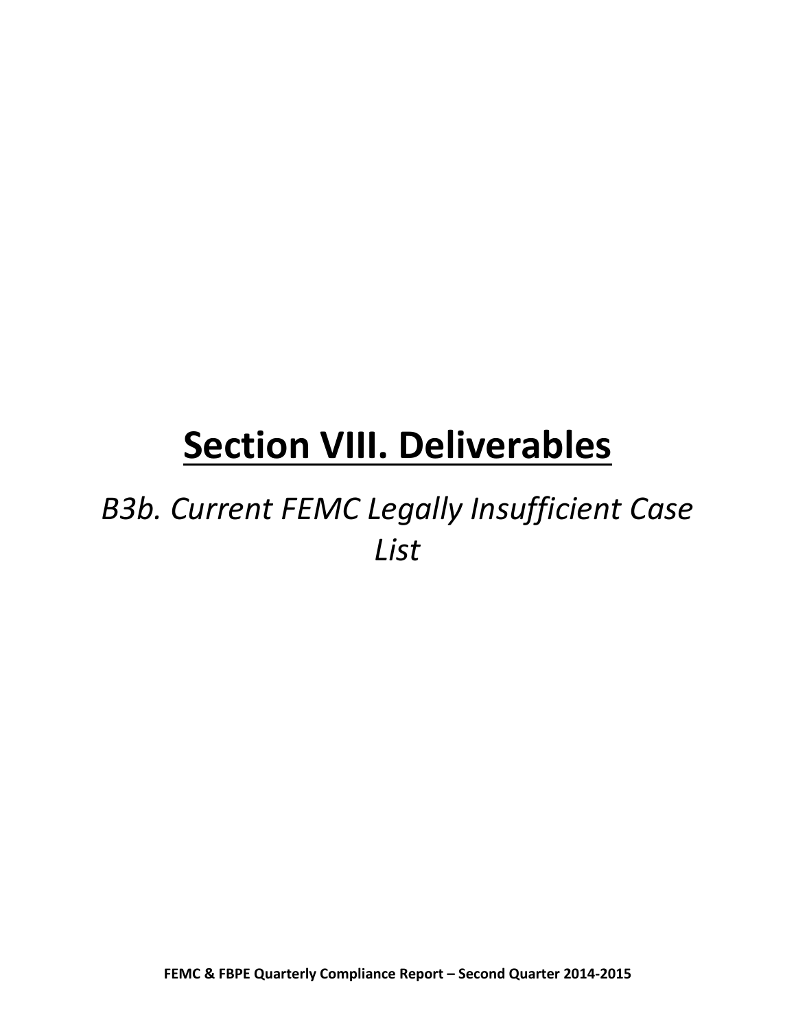# Section VIII. Deliverables

*B3b. Current FEMC Legally Insufficient Case List*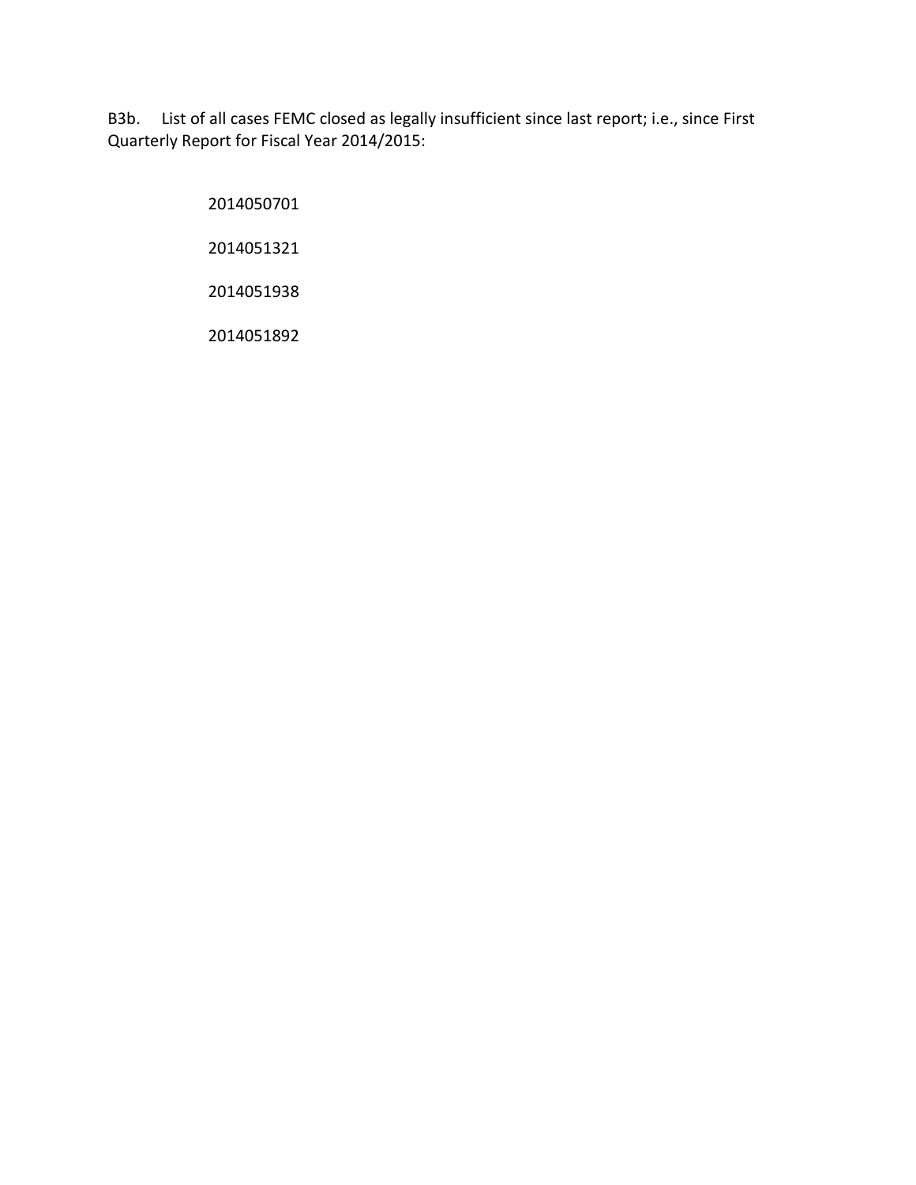B3b. List of all cases FEMC closed as legally insufficient since last report; i.e., since First Quarterly Report for Fiscal Year 2014/2015:

2014050701

2014051321

2014051938

2014051892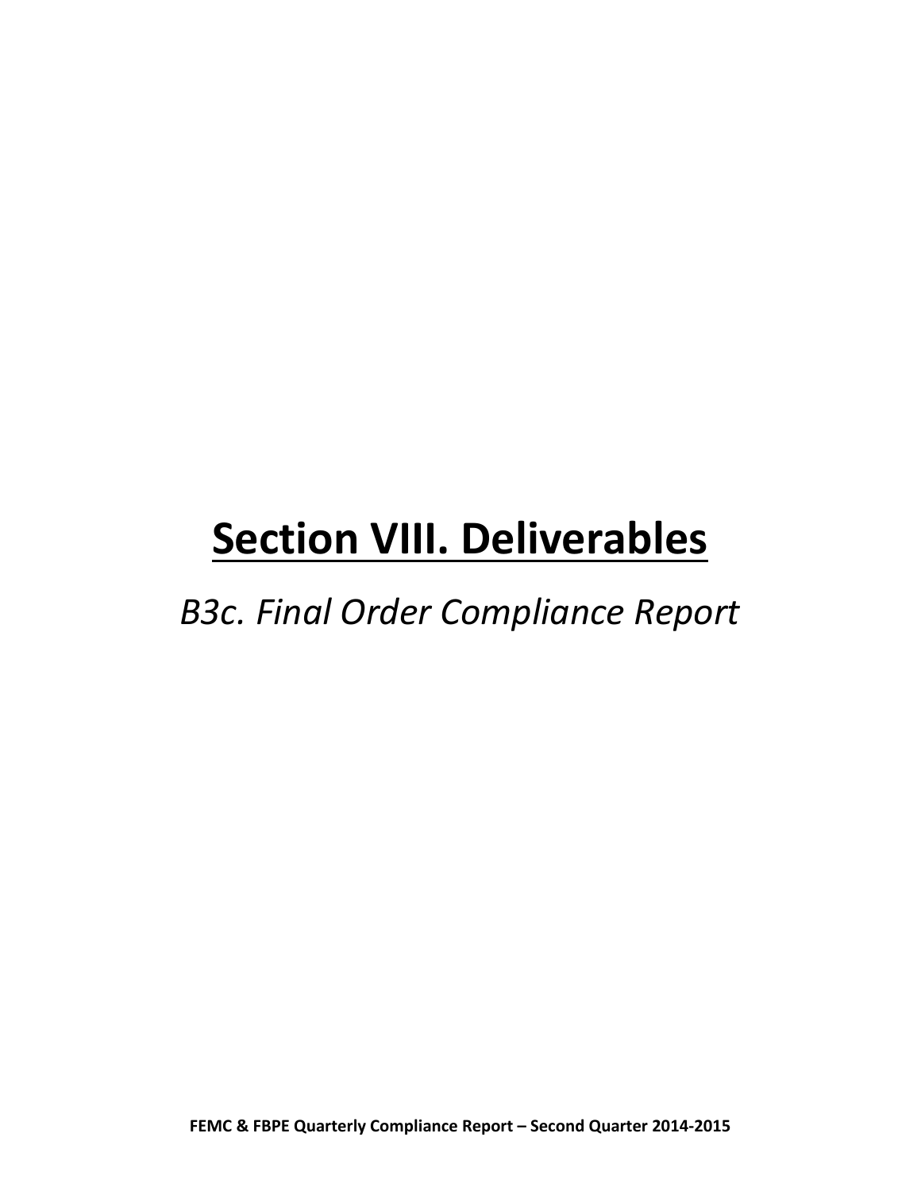# Section VIII. Deliverables

*B3c. Final Order Compliance Report*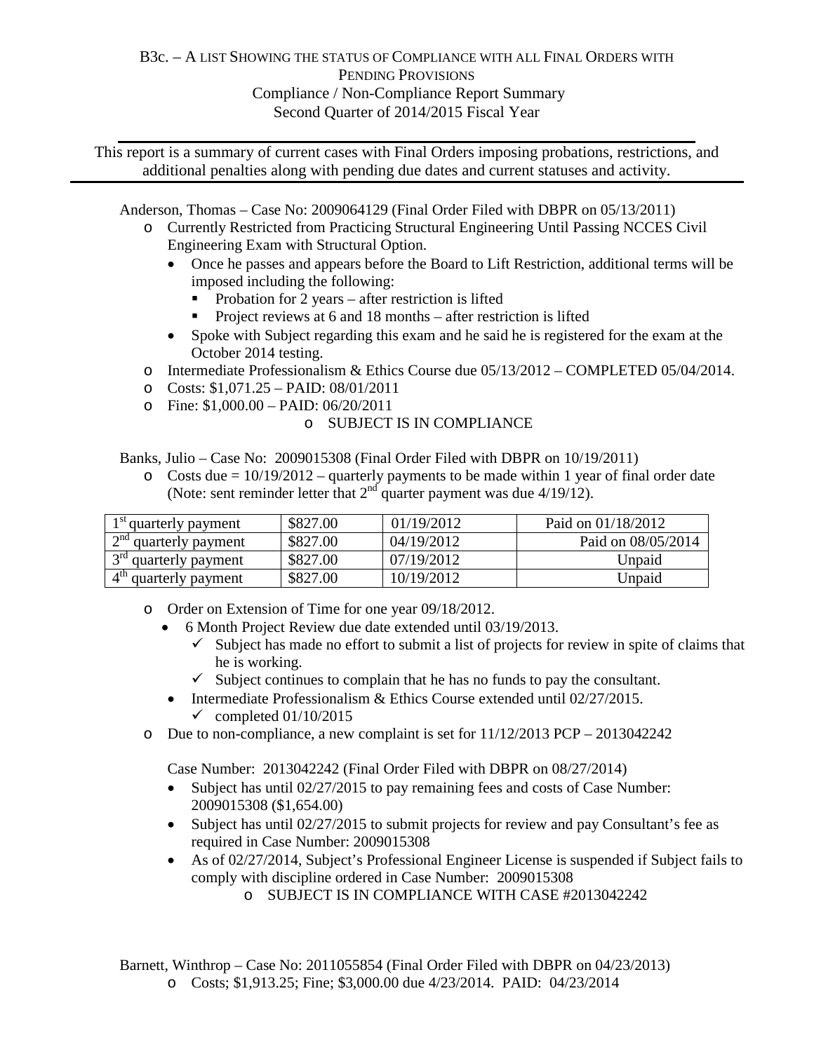B3c. – A LIST SHOWING THE STATUS OF COMPLIANCE WITH ALL FINAL ORDERS WITH PENDING PROVISIONS

Compliance / Non-Compliance Report Summary

Second Quarter of 2014/2015 Fiscal Year

This report is a summary of current cases with Final Orders imposing probations, restrictions, and additional penalties along with pending due dates and current statuses and activity.

Anderson, Thomas – Case No: 2009064129 (Final Order Filed with DBPR on 05/13/2011)

- Currently Restricted from Practicing Structural Engineering Until Passing NCCES Civil Engineering Exam with Structural Option.
  - Once he passes and appears before the Board to Lift Restriction, additional terms will be imposed including the following:
    - Probation for 2 years – after restriction is lifted
    - Project reviews at 6 and 18 months – after restriction is lifted
  - Spoke with Subject regarding this exam and he said he is registered for the exam at the October 2014 testing.
- Intermediate Professionalism & Ethics Course due 05/13/2012 – COMPLETED 05/04/2014.
- Costs: $1,071.25 – PAID: 08/01/2011
- Fine: $1,000.00 – PAID: 06/20/2011
  - SUBJECT IS IN COMPLIANCE

Banks, Julio – Case No: 2009015308 (Final Order Filed with DBPR on 10/19/2011)

- Costs due = 10/19/2012 – quarterly payments to be made within 1 year of final order date (Note: sent reminder letter that 2nd quarter payment was due 4/19/12).

| 1st quarterly payment | $827.00 | 01/19/2012 | Paid on 01/18/2012 |
|---|---|---|---|
| 2nd quarterly payment | $827.00 | 04/19/2012 | Paid on 08/05/2014 |
| 3rd quarterly payment | $827.00 | 07/19/2012 | Unpaid |
| 4th quarterly payment | $827.00 | 10/19/2012 | Unpaid |

- Order on Extension of Time for one year 09/18/2012.
  - 6 Month Project Review due date extended until 03/19/2013.
    - ✓ Subject has made no effort to submit a list of projects for review in spite of claims that he is working.
    - ✓ Subject continues to complain that he has no funds to pay the consultant.
  - Intermediate Professionalism & Ethics Course extended until 02/27/2015.
    - ✓ completed 01/10/2015
- Due to non-compliance, a new complaint is set for 11/12/2013 PCP – 2013042242

Case Number: 2013042242 (Final Order Filed with DBPR on 08/27/2014)

- Subject has until 02/27/2015 to pay remaining fees and costs of Case Number: 2009015308 ($1,654.00)
- Subject has until 02/27/2015 to submit projects for review and pay Consultant's fee as required in Case Number: 2009015308
- As of 02/27/2014, Subject's Professional Engineer License is suspended if Subject fails to comply with discipline ordered in Case Number: 2009015308
  - SUBJECT IS IN COMPLIANCE WITH CASE #2013042242

Barnett, Winthrop – Case No: 2011055854 (Final Order Filed with DBPR on 04/23/2013)

- Costs; $1,913.25; Fine; $3,000.00 due 4/23/2014. PAID: 04/23/2014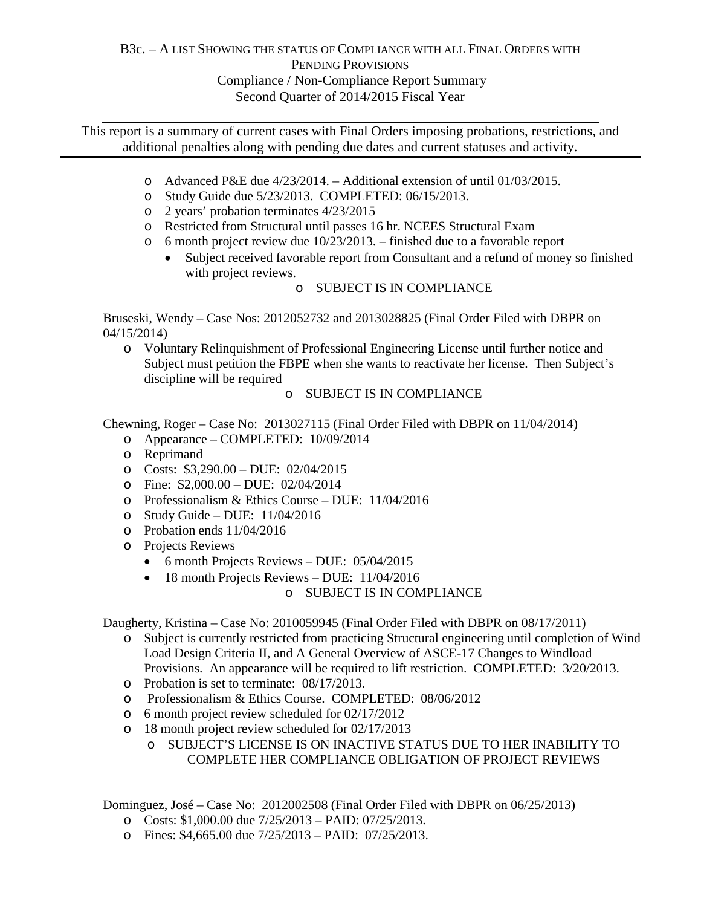B3c. – A LIST SHOWING THE STATUS OF COMPLIANCE WITH ALL FINAL ORDERS WITH PENDING PROVISIONS
Compliance / Non-Compliance Report Summary
Second Quarter of 2014/2015 Fiscal Year

This report is a summary of current cases with Final Orders imposing probations, restrictions, and additional penalties along with pending due dates and current statuses and activity.

- Advanced P&E due 4/23/2014. – Additional extension of until 01/03/2015.
- Study Guide due 5/23/2013. COMPLETED: 06/15/2013.
- 2 years' probation terminates 4/23/2015
- Restricted from Structural until passes 16 hr. NCEES Structural Exam
- 6 month project review due 10/23/2013. – finished due to a favorable report
  - Subject received favorable report from Consultant and a refund of money so finished with project reviews.
    - SUBJECT IS IN COMPLIANCE

Bruseski, Wendy – Case Nos: 2012052732 and 2013028825 (Final Order Filed with DBPR on 04/15/2014)

- Voluntary Relinquishment of Professional Engineering License until further notice and Subject must petition the FBPE when she wants to reactivate her license. Then Subject's discipline will be required
  - SUBJECT IS IN COMPLIANCE

Chewning, Roger – Case No: 2013027115 (Final Order Filed with DBPR on 11/04/2014)

- Appearance – COMPLETED: 10/09/2014
- Reprimand
- Costs: $3,290.00 – DUE: 02/04/2015
- Fine: $2,000.00 – DUE: 02/04/2014
- Professionalism & Ethics Course – DUE: 11/04/2016
- Study Guide – DUE: 11/04/2016
- Probation ends 11/04/2016
- Projects Reviews
  - 6 month Projects Reviews – DUE: 05/04/2015
  - 18 month Projects Reviews – DUE: 11/04/2016
    - SUBJECT IS IN COMPLIANCE

Daugherty, Kristina – Case No: 2010059945 (Final Order Filed with DBPR on 08/17/2011)

- Subject is currently restricted from practicing Structural engineering until completion of Wind Load Design Criteria II, and A General Overview of ASCE-17 Changes to Windload Provisions. An appearance will be required to lift restriction. COMPLETED: 3/20/2013.
- Probation is set to terminate: 08/17/2013.
- Professionalism & Ethics Course. COMPLETED: 08/06/2012
- 6 month project review scheduled for 02/17/2012
- 18 month project review scheduled for 02/17/2013
  - SUBJECT'S LICENSE IS ON INACTIVE STATUS DUE TO HER INABILITY TO COMPLETE HER COMPLIANCE OBLIGATION OF PROJECT REVIEWS

Dominguez, José – Case No: 2012002508 (Final Order Filed with DBPR on 06/25/2013)

- Costs: $1,000.00 due 7/25/2013 – PAID: 07/25/2013.
- Fines: $4,665.00 due 7/25/2013 – PAID: 07/25/2013.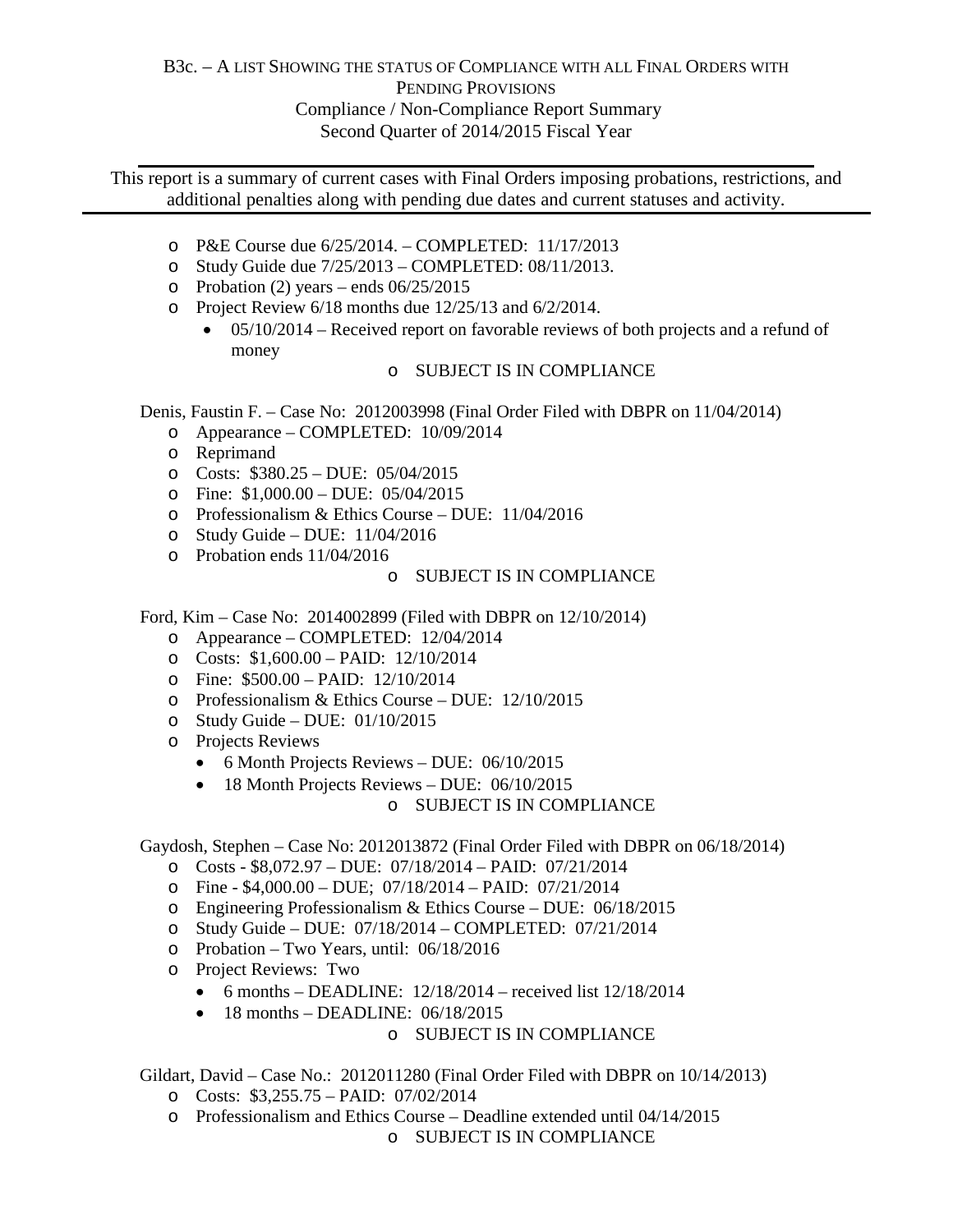B3c. – A LIST SHOWING THE STATUS OF COMPLIANCE WITH ALL FINAL ORDERS WITH PENDING PROVISIONS
Compliance / Non-Compliance Report Summary
Second Quarter of 2014/2015 Fiscal Year

This report is a summary of current cases with Final Orders imposing probations, restrictions, and additional penalties along with pending due dates and current statuses and activity.

- P&E Course due 6/25/2014. – COMPLETED: 11/17/2013
- Study Guide due 7/25/2013 – COMPLETED: 08/11/2013.
- Probation (2) years – ends 06/25/2015
- Project Review 6/18 months due 12/25/13 and 6/2/2014.
  - 05/10/2014 – Received report on favorable reviews of both projects and a refund of money
- SUBJECT IS IN COMPLIANCE

Denis, Faustin F. – Case No: 2012003998 (Final Order Filed with DBPR on 11/04/2014)

- Appearance – COMPLETED: 10/09/2014
- Reprimand
- Costs: $380.25 – DUE: 05/04/2015
- Fine: $1,000.00 – DUE: 05/04/2015
- Professionalism & Ethics Course – DUE: 11/04/2016
- Study Guide – DUE: 11/04/2016
- Probation ends 11/04/2016
- SUBJECT IS IN COMPLIANCE

Ford, Kim – Case No: 2014002899 (Filed with DBPR on 12/10/2014)

- Appearance – COMPLETED: 12/04/2014
- Costs: $1,600.00 – PAID: 12/10/2014
- Fine: $500.00 – PAID: 12/10/2014
- Professionalism & Ethics Course – DUE: 12/10/2015
- Study Guide – DUE: 01/10/2015
- Projects Reviews
  - 6 Month Projects Reviews – DUE: 06/10/2015
  - 18 Month Projects Reviews – DUE: 06/10/2015
- SUBJECT IS IN COMPLIANCE

Gaydosh, Stephen – Case No: 2012013872 (Final Order Filed with DBPR on 06/18/2014)

- Costs - $8,072.97 – DUE: 07/18/2014 – PAID: 07/21/2014
- Fine - $4,000.00 – DUE; 07/18/2014 – PAID: 07/21/2014
- Engineering Professionalism & Ethics Course – DUE: 06/18/2015
- Study Guide – DUE: 07/18/2014 – COMPLETED: 07/21/2014
- Probation – Two Years, until: 06/18/2016
- Project Reviews: Two
  - 6 months – DEADLINE: 12/18/2014 – received list 12/18/2014
  - 18 months – DEADLINE: 06/18/2015
- SUBJECT IS IN COMPLIANCE

Gildart, David – Case No.: 2012011280 (Final Order Filed with DBPR on 10/14/2013)

- Costs: $3,255.75 – PAID: 07/02/2014
- Professionalism and Ethics Course – Deadline extended until 04/14/2015
- SUBJECT IS IN COMPLIANCE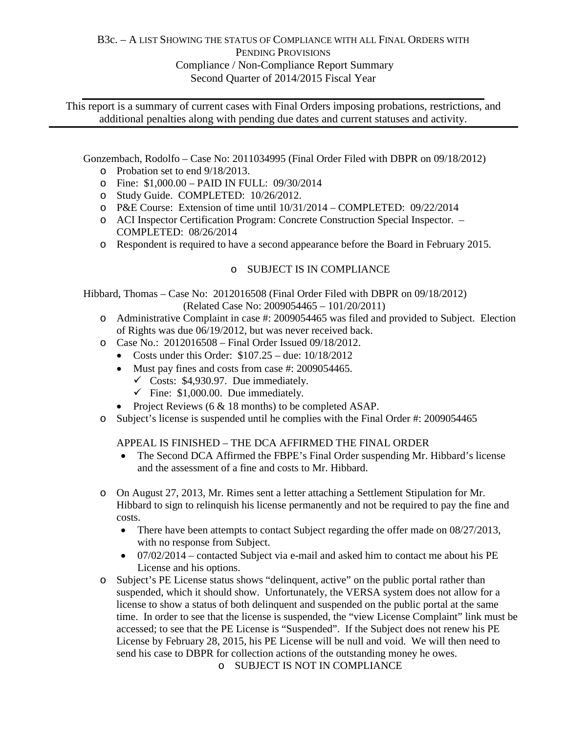B3c. – A LIST SHOWING THE STATUS OF COMPLIANCE WITH ALL FINAL ORDERS WITH PENDING PROVISIONS
Compliance / Non-Compliance Report Summary
Second Quarter of 2014/2015 Fiscal Year

This report is a summary of current cases with Final Orders imposing probations, restrictions, and additional penalties along with pending due dates and current statuses and activity.

Gonzembach, Rodolfo – Case No: 2011034995 (Final Order Filed with DBPR on 09/18/2012)

- Probation set to end 9/18/2013.
- Fine: $1,000.00 – PAID IN FULL: 09/30/2014
- Study Guide. COMPLETED: 10/26/2012.
- P&E Course: Extension of time until 10/31/2014 – COMPLETED: 09/22/2014
- ACI Inspector Certification Program: Concrete Construction Special Inspector. – COMPLETED: 08/26/2014
- Respondent is required to have a second appearance before the Board in February 2015.

- SUBJECT IS IN COMPLIANCE

Hibbard, Thomas – Case No: 2012016508 (Final Order Filed with DBPR on 09/18/2012)
(Related Case No: 2009054465 – 101/20/2011)

- Administrative Complaint in case #: 2009054465 was filed and provided to Subject. Election of Rights was due 06/19/2012, but was never received back.
- Case No.: 2012016508 – Final Order Issued 09/18/2012.
  - Costs under this Order: $107.25 – due: 10/18/2012
  - Must pay fines and costs from case #: 2009054465.
    - ✓ Costs: $4,930.97. Due immediately.
    - ✓ Fine: $1,000.00. Due immediately.
  - Project Reviews (6 & 18 months) to be completed ASAP.
- Subject's license is suspended until he complies with the Final Order #: 2009054465

APPEAL IS FINISHED – THE DCA AFFIRMED THE FINAL ORDER

- The Second DCA Affirmed the FBPE's Final Order suspending Mr. Hibbard's license and the assessment of a fine and costs to Mr. Hibbard.

- On August 27, 2013, Mr. Rimes sent a letter attaching a Settlement Stipulation for Mr. Hibbard to sign to relinquish his license permanently and not be required to pay the fine and costs.
  - There have been attempts to contact Subject regarding the offer made on 08/27/2013, with no response from Subject.
  - 07/02/2014 – contacted Subject via e-mail and asked him to contact me about his PE License and his options.
- Subject's PE License status shows "delinquent, active" on the public portal rather than suspended, which it should show. Unfortunately, the VERSA system does not allow for a license to show a status of both delinquent and suspended on the public portal at the same time. In order to see that the license is suspended, the "view License Complaint" link must be accessed; to see that the PE License is "Suspended". If the Subject does not renew his PE License by February 28, 2015, his PE License will be null and void. We will then need to send his case to DBPR for collection actions of the outstanding money he owes.
  - SUBJECT IS NOT IN COMPLIANCE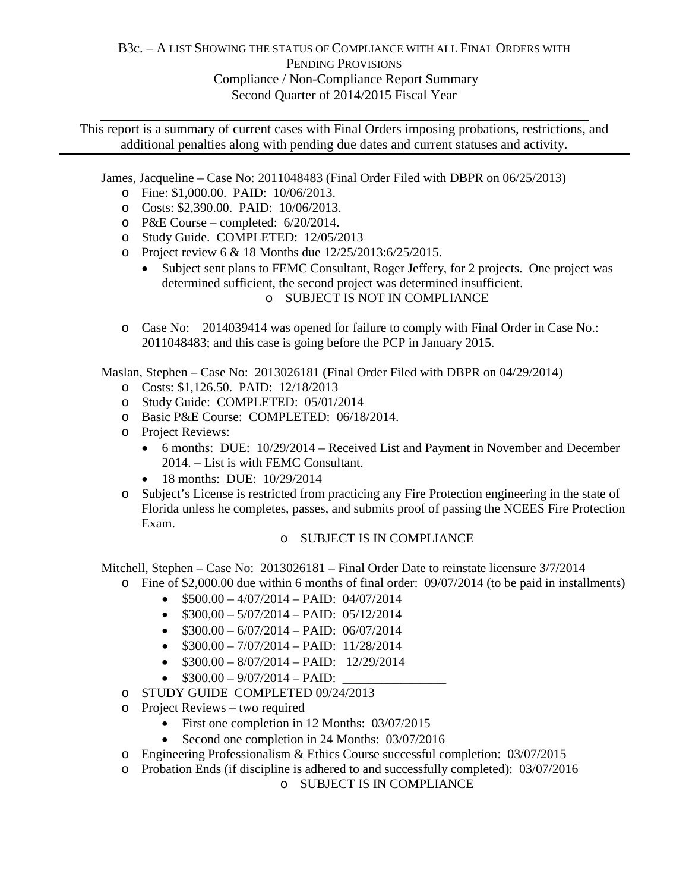B3c. – A LIST SHOWING THE STATUS OF COMPLIANCE WITH ALL FINAL ORDERS WITH PENDING PROVISIONS
Compliance / Non-Compliance Report Summary
Second Quarter of 2014/2015 Fiscal Year

---

This report is a summary of current cases with Final Orders imposing probations, restrictions, and additional penalties along with pending due dates and current statuses and activity.

---

James, Jacqueline – Case No: 2011048483 (Final Order Filed with DBPR on 06/25/2013)

- Fine: $1,000.00. PAID: 10/06/2013.
- Costs: $2,390.00. PAID: 10/06/2013.
- P&E Course – completed: 6/20/2014.
- Study Guide. COMPLETED: 12/05/2013
- Project review 6 & 18 Months due 12/25/2013:6/25/2015.
  - Subject sent plans to FEMC Consultant, Roger Jeffery, for 2 projects. One project was determined sufficient, the second project was determined insufficient.
    - SUBJECT IS NOT IN COMPLIANCE
- Case No: 2014039414 was opened for failure to comply with Final Order in Case No.: 2011048483; and this case is going before the PCP in January 2015.

Maslan, Stephen – Case No: 2013026181 (Final Order Filed with DBPR on 04/29/2014)

- Costs: $1,126.50. PAID: 12/18/2013
- Study Guide: COMPLETED: 05/01/2014
- Basic P&E Course: COMPLETED: 06/18/2014.
- Project Reviews:
  - 6 months: DUE: 10/29/2014 – Received List and Payment in November and December 2014. – List is with FEMC Consultant.
  - 18 months: DUE: 10/29/2014
- Subject's License is restricted from practicing any Fire Protection engineering in the state of Florida unless he completes, passes, and submits proof of passing the NCEES Fire Protection Exam.
  - SUBJECT IS IN COMPLIANCE

Mitchell, Stephen – Case No: 2013026181 – Final Order Date to reinstate licensure 3/7/2014

- Fine of $2,000.00 due within 6 months of final order: 09/07/2014 (to be paid in installments)
  - $500.00 – 4/07/2014 – PAID: 04/07/2014
  - $300,00 – 5/07/2014 – PAID: 05/12/2014
  - $300.00 – 6/07/2014 – PAID: 06/07/2014
  - $300.00 – 7/07/2014 – PAID: 11/28/2014
  - $300.00 – 8/07/2014 – PAID: 12/29/2014
  - $300.00 – 9/07/2014 – PAID: ________________
- STUDY GUIDE COMPLETED 09/24/2013
- Project Reviews – two required
  - First one completion in 12 Months: 03/07/2015
  - Second one completion in 24 Months: 03/07/2016
- Engineering Professionalism & Ethics Course successful completion: 03/07/2015
- Probation Ends (if discipline is adhered to and successfully completed): 03/07/2016
  - SUBJECT IS IN COMPLIANCE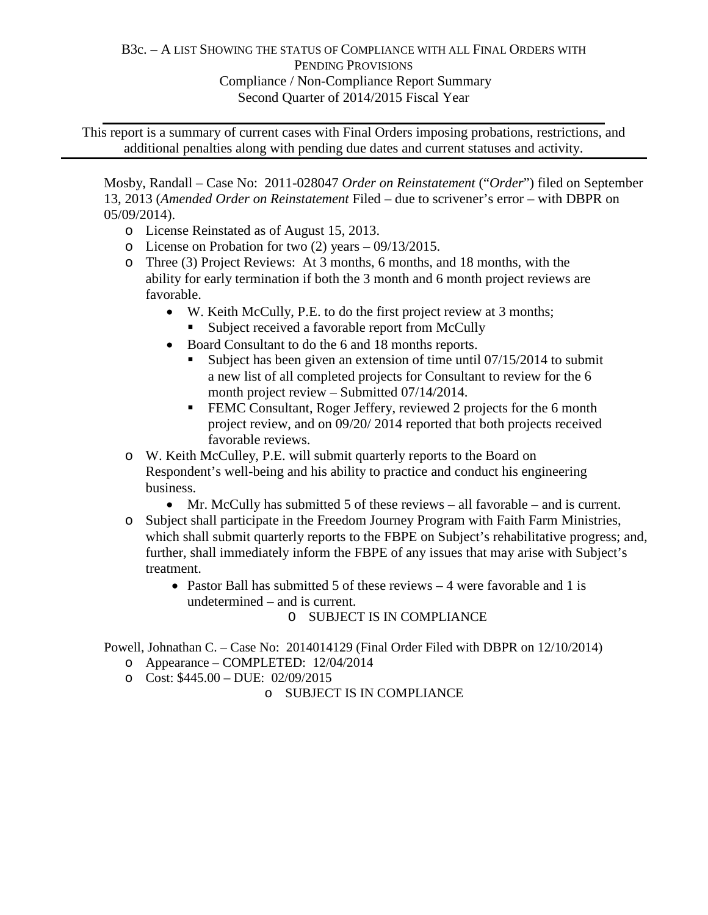B3c. – A LIST SHOWING THE STATUS OF COMPLIANCE WITH ALL FINAL ORDERS WITH PENDING PROVISIONS
Compliance / Non-Compliance Report Summary
Second Quarter of 2014/2015 Fiscal Year

This report is a summary of current cases with Final Orders imposing probations, restrictions, and additional penalties along with pending due dates and current statuses and activity.

---

Mosby, Randall – Case No: 2011-028047 *Order on Reinstatement* ("*Order*") filed on September 13, 2013 (*Amended Order on Reinstatement* Filed – due to scrivener's error – with DBPR on 05/09/2014).

- License Reinstated as of August 15, 2013.
- License on Probation for two (2) years – 09/13/2015.
- Three (3) Project Reviews: At 3 months, 6 months, and 18 months, with the ability for early termination if both the 3 month and 6 month project reviews are favorable.
  - W. Keith McCully, P.E. to do the first project review at 3 months;
    - Subject received a favorable report from McCully
  - Board Consultant to do the 6 and 18 months reports.
    - Subject has been given an extension of time until 07/15/2014 to submit a new list of all completed projects for Consultant to review for the 6 month project review – Submitted 07/14/2014.
    - FEMC Consultant, Roger Jeffery, reviewed 2 projects for the 6 month project review, and on 09/20/ 2014 reported that both projects received favorable reviews.
- W. Keith McCulley, P.E. will submit quarterly reports to the Board on Respondent's well-being and his ability to practice and conduct his engineering business.
  - Mr. McCully has submitted 5 of these reviews – all favorable – and is current.
- Subject shall participate in the Freedom Journey Program with Faith Farm Ministries, which shall submit quarterly reports to the FBPE on Subject's rehabilitative progress; and, further, shall immediately inform the FBPE of any issues that may arise with Subject's treatment.
  - Pastor Ball has submitted 5 of these reviews – 4 were favorable and 1 is undetermined – and is current.
    - SUBJECT IS IN COMPLIANCE

Powell, Johnathan C. – Case No: 2014014129 (Final Order Filed with DBPR on 12/10/2014)

- Appearance – COMPLETED: 12/04/2014
- Cost: $445.00 – DUE: 02/09/2015
  - SUBJECT IS IN COMPLIANCE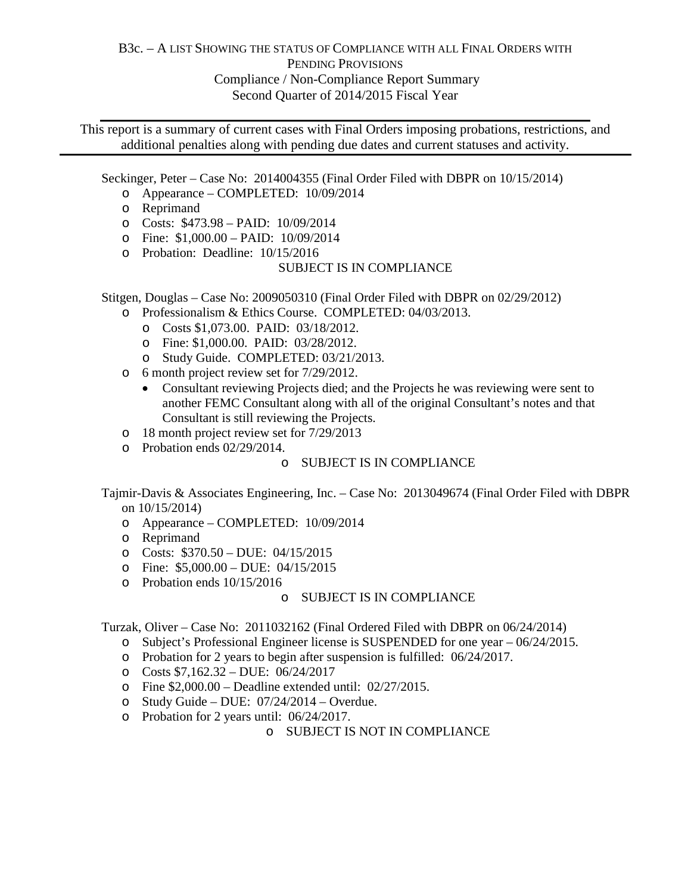B3c. – A LIST SHOWING THE STATUS OF COMPLIANCE WITH ALL FINAL ORDERS WITH PENDING PROVISIONS

Compliance / Non-Compliance Report Summary

Second Quarter of 2014/2015 Fiscal Year

---

This report is a summary of current cases with Final Orders imposing probations, restrictions, and additional penalties along with pending due dates and current statuses and activity.

---

Seckinger, Peter – Case No: 2014004355 (Final Order Filed with DBPR on 10/15/2014)

- Appearance – COMPLETED: 10/09/2014
- Reprimand
- Costs: $473.98 – PAID: 10/09/2014
- Fine: $1,000.00 – PAID: 10/09/2014
- Probation: Deadline: 10/15/2016

SUBJECT IS IN COMPLIANCE

Stitgen, Douglas – Case No: 2009050310 (Final Order Filed with DBPR on 02/29/2012)

- Professionalism & Ethics Course. COMPLETED: 04/03/2013.
  - Costs $1,073.00. PAID: 03/18/2012.
  - Fine: $1,000.00. PAID: 03/28/2012.
  - Study Guide. COMPLETED: 03/21/2013.
- 6 month project review set for 7/29/2012.
  - Consultant reviewing Projects died; and the Projects he was reviewing were sent to another FEMC Consultant along with all of the original Consultant's notes and that Consultant is still reviewing the Projects.
- 18 month project review set for 7/29/2013
- Probation ends 02/29/2014.
  - SUBJECT IS IN COMPLIANCE

Tajmir-Davis & Associates Engineering, Inc. – Case No: 2013049674 (Final Order Filed with DBPR on 10/15/2014)

- Appearance – COMPLETED: 10/09/2014
- Reprimand
- Costs: $370.50 – DUE: 04/15/2015
- Fine: $5,000.00 – DUE: 04/15/2015
- Probation ends 10/15/2016
  - SUBJECT IS IN COMPLIANCE

Turzak, Oliver – Case No: 2011032162 (Final Ordered Filed with DBPR on 06/24/2014)

- Subject's Professional Engineer license is SUSPENDED for one year – 06/24/2015.
- Probation for 2 years to begin after suspension is fulfilled: 06/24/2017.
- Costs $7,162.32 – DUE: 06/24/2017
- Fine $2,000.00 – Deadline extended until: 02/27/2015.
- Study Guide – DUE: 07/24/2014 – Overdue.
- Probation for 2 years until: 06/24/2017.
  - SUBJECT IS NOT IN COMPLIANCE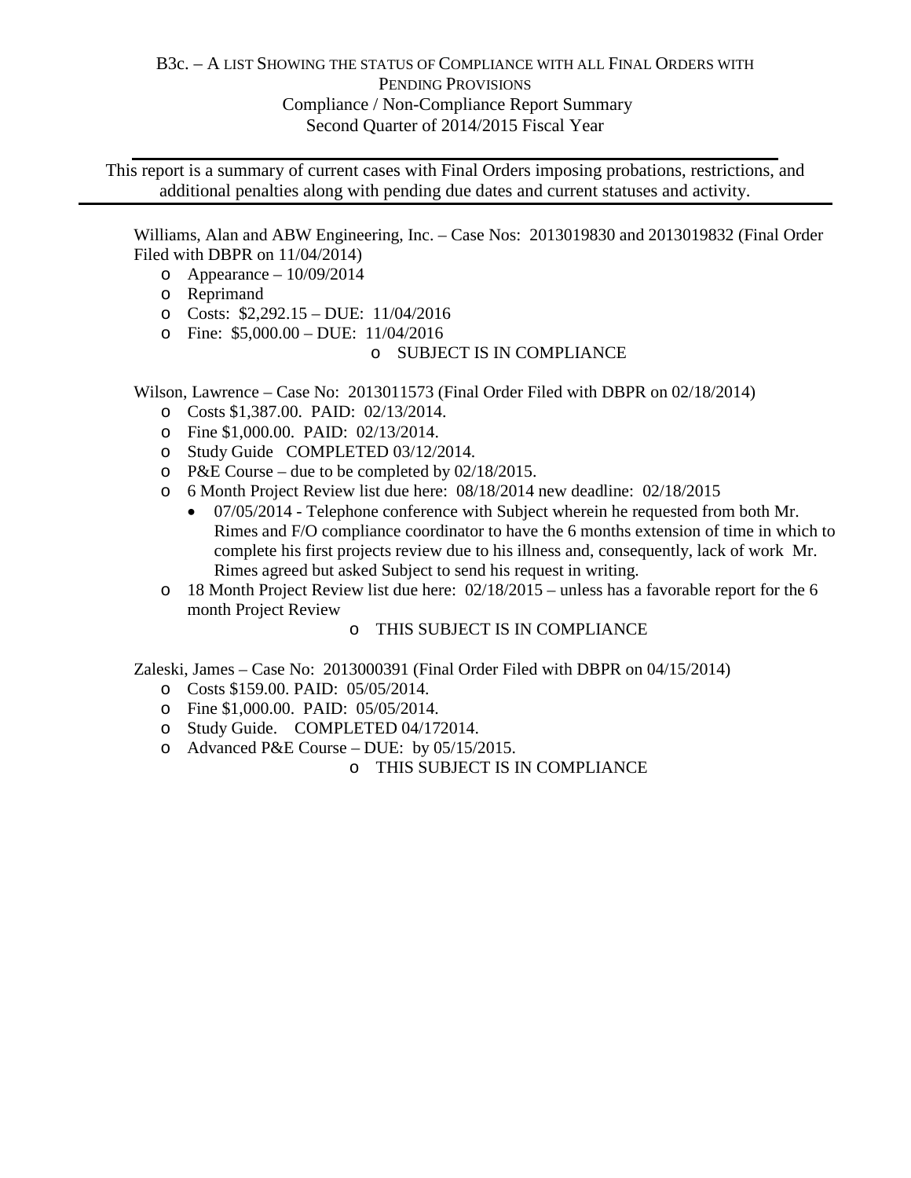B3c. – A LIST SHOWING THE STATUS OF COMPLIANCE WITH ALL FINAL ORDERS WITH PENDING PROVISIONS
Compliance / Non-Compliance Report Summary
Second Quarter of 2014/2015 Fiscal Year

---

This report is a summary of current cases with Final Orders imposing probations, restrictions, and additional penalties along with pending due dates and current statuses and activity.

---

Williams, Alan and ABW Engineering, Inc. – Case Nos: 2013019830 and 2013019832 (Final Order Filed with DBPR on 11/04/2014)

- Appearance – 10/09/2014
- Reprimand
- Costs: $2,292.15 – DUE: 11/04/2016
- Fine: $5,000.00 – DUE: 11/04/2016
  - SUBJECT IS IN COMPLIANCE

Wilson, Lawrence – Case No: 2013011573 (Final Order Filed with DBPR on 02/18/2014)

- Costs $1,387.00. PAID: 02/13/2014.
- Fine $1,000.00. PAID: 02/13/2014.
- Study Guide COMPLETED 03/12/2014.
- P&E Course – due to be completed by 02/18/2015.
- 6 Month Project Review list due here: 08/18/2014 new deadline: 02/18/2015
  - 07/05/2014 - Telephone conference with Subject wherein he requested from both Mr. Rimes and F/O compliance coordinator to have the 6 months extension of time in which to complete his first projects review due to his illness and, consequently, lack of work Mr. Rimes agreed but asked Subject to send his request in writing.
- 18 Month Project Review list due here: 02/18/2015 – unless has a favorable report for the 6 month Project Review
  - THIS SUBJECT IS IN COMPLIANCE

Zaleski, James – Case No: 2013000391 (Final Order Filed with DBPR on 04/15/2014)

- Costs $159.00. PAID: 05/05/2014.
- Fine $1,000.00. PAID: 05/05/2014.
- Study Guide. COMPLETED 04/172014.
- Advanced P&E Course – DUE: by 05/15/2015.
  - THIS SUBJECT IS IN COMPLIANCE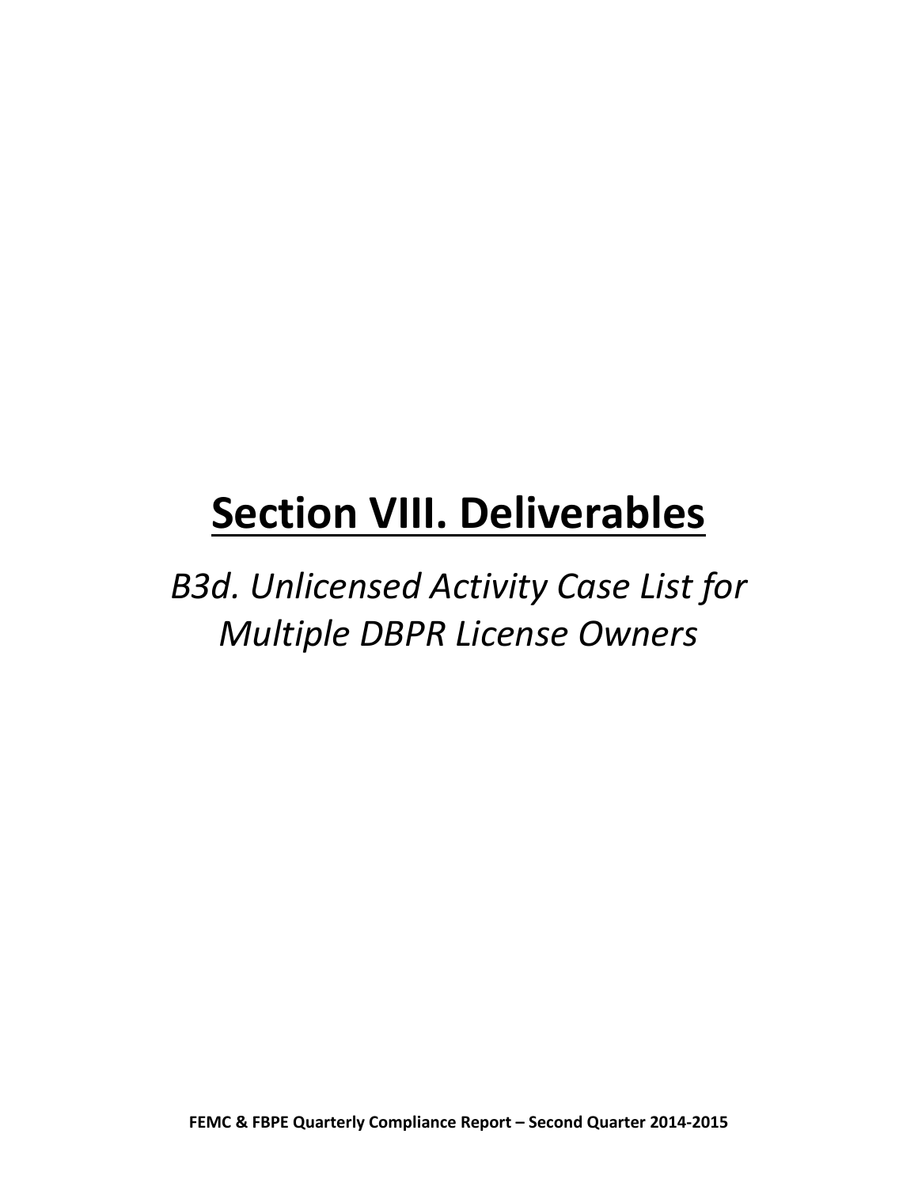# Section VIII. Deliverables

*B3d. Unlicensed Activity Case List for Multiple DBPR License Owners*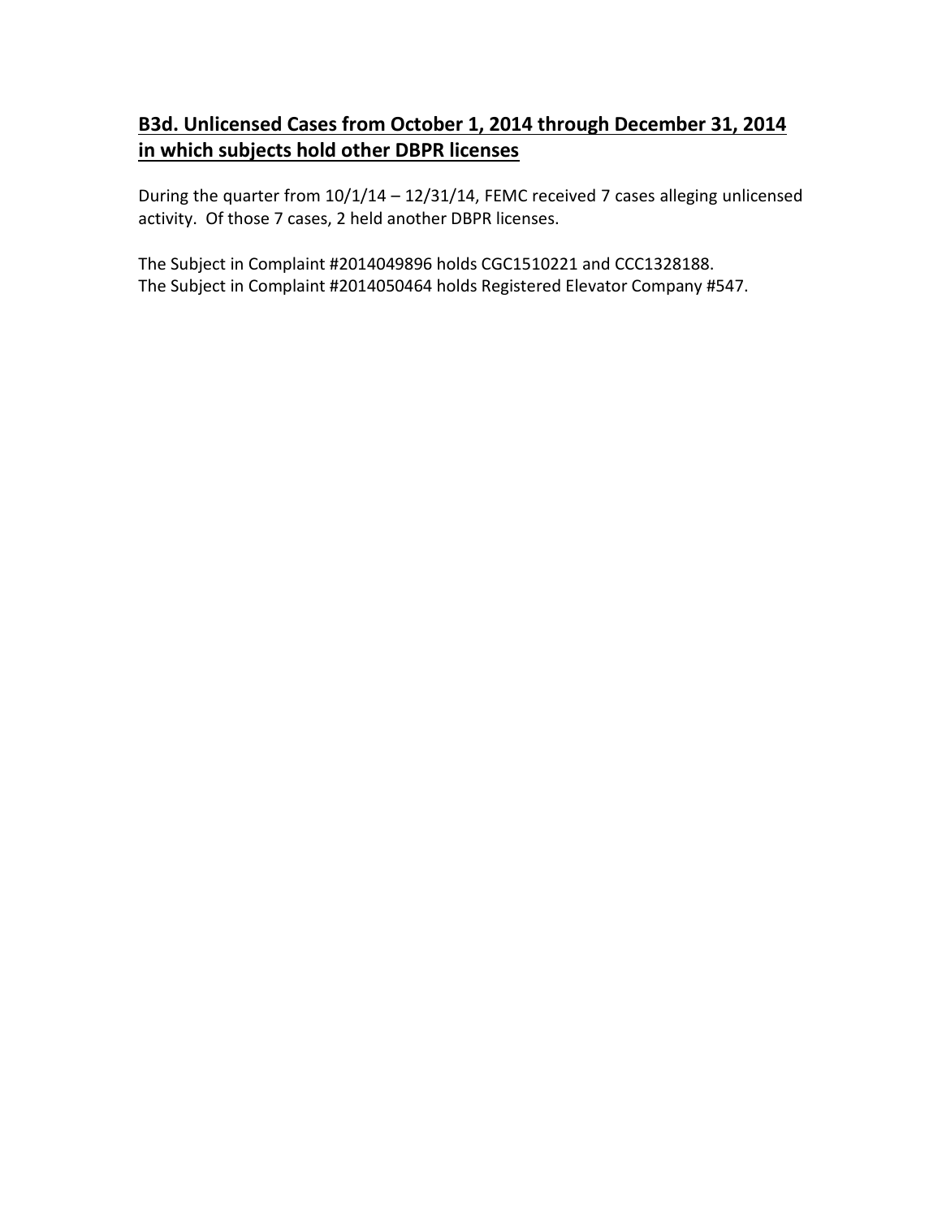## B3d. Unlicensed Cases from October 1, 2014 through December 31, 2014 in which subjects hold other DBPR licenses

During the quarter from 10/1/14 – 12/31/14, FEMC received 7 cases alleging unlicensed activity. Of those 7 cases, 2 held another DBPR licenses.

The Subject in Complaint #2014049896 holds CGC1510221 and CCC1328188.
The Subject in Complaint #2014050464 holds Registered Elevator Company #547.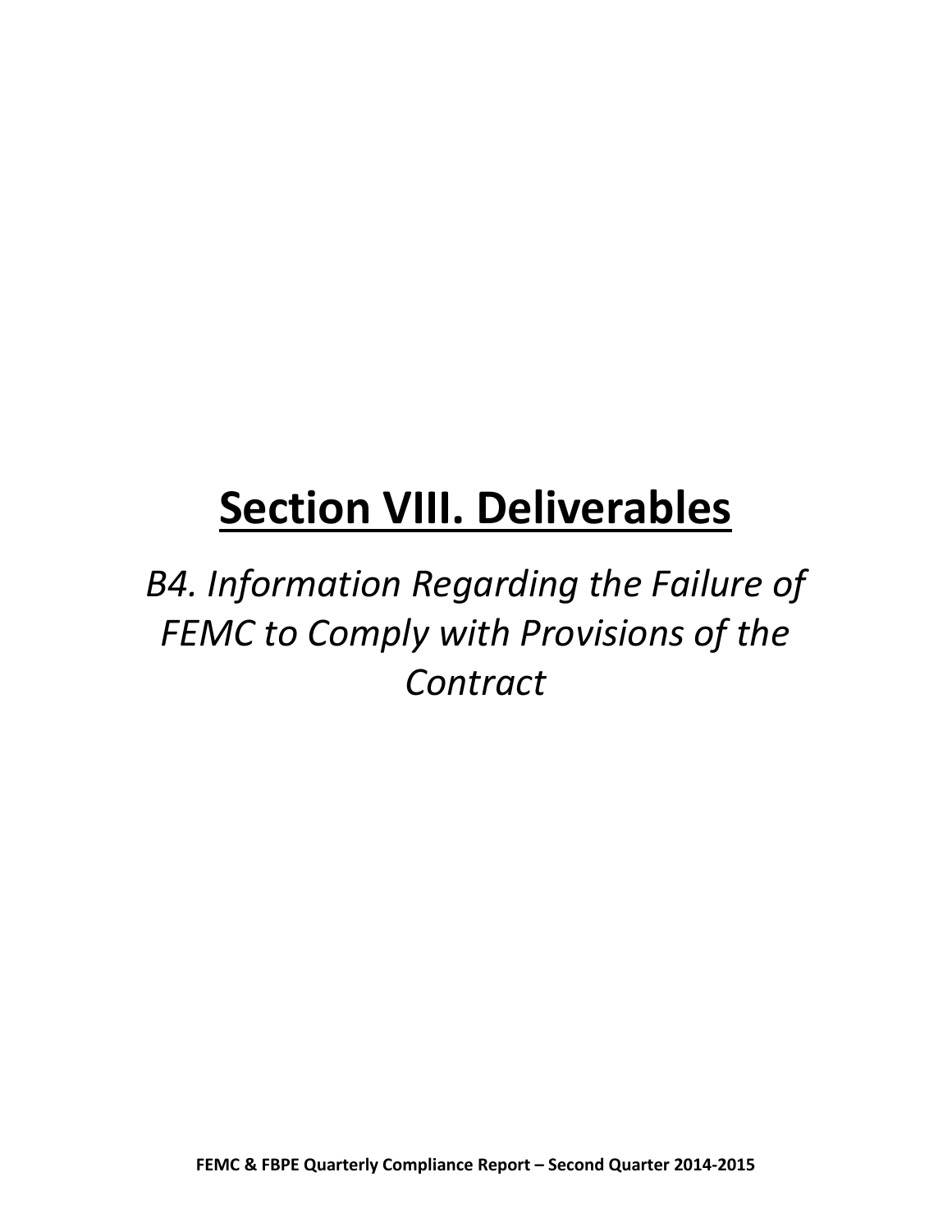# Section VIII. Deliverables

*B4. Information Regarding the Failure of FEMC to Comply with Provisions of the Contract*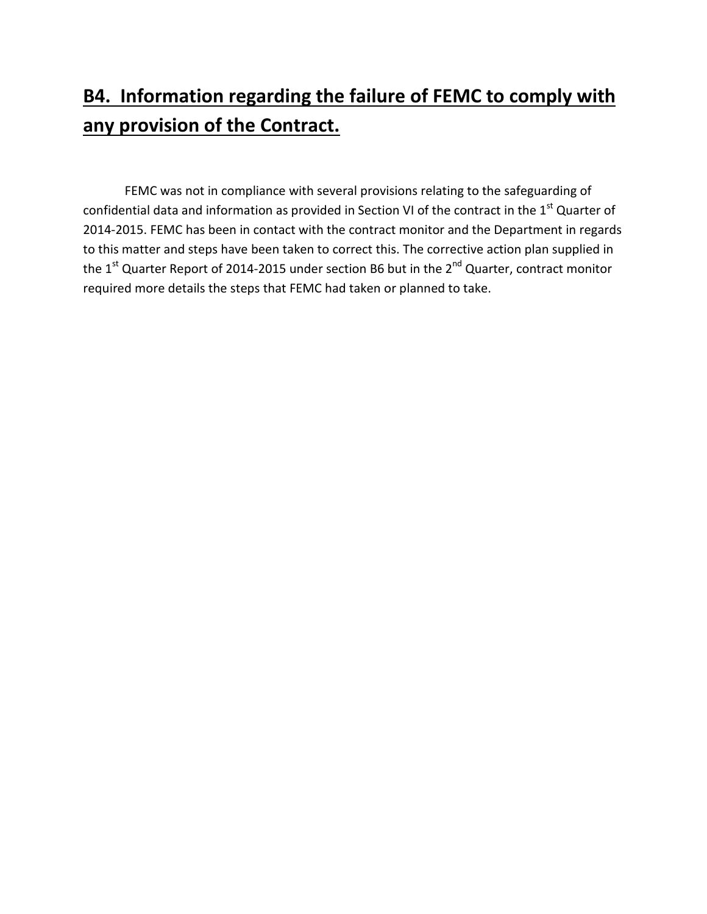## B4. Information regarding the failure of FEMC to comply with any provision of the Contract.

FEMC was not in compliance with several provisions relating to the safeguarding of confidential data and information as provided in Section VI of the contract in the 1st Quarter of 2014-2015. FEMC has been in contact with the contract monitor and the Department in regards to this matter and steps have been taken to correct this. The corrective action plan supplied in the 1st Quarter Report of 2014-2015 under section B6 but in the 2nd Quarter, contract monitor required more details the steps that FEMC had taken or planned to take.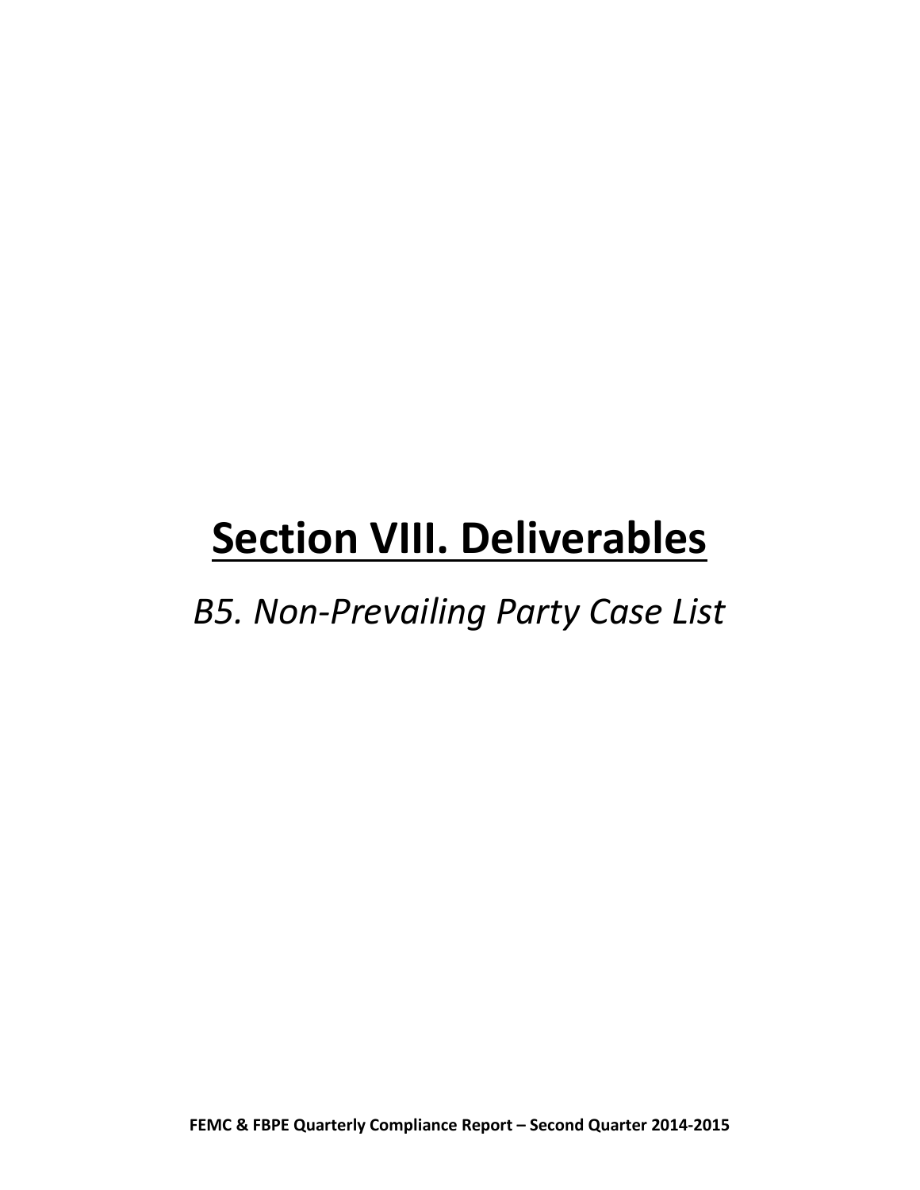# Section VIII. Deliverables

*B5. Non-Prevailing Party Case List*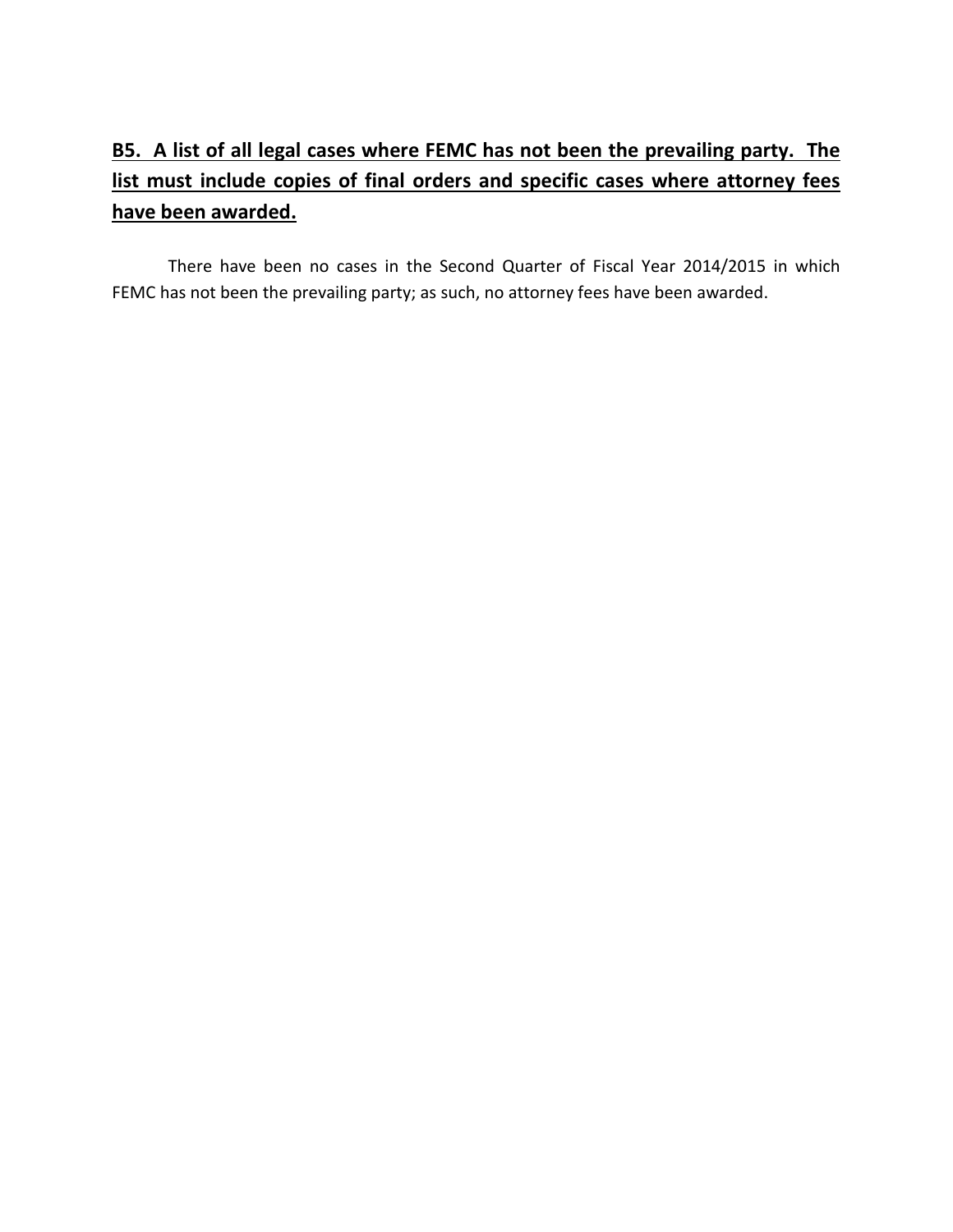## B5. A list of all legal cases where FEMC has not been the prevailing party. The list must include copies of final orders and specific cases where attorney fees have been awarded.

There have been no cases in the Second Quarter of Fiscal Year 2014/2015 in which FEMC has not been the prevailing party; as such, no attorney fees have been awarded.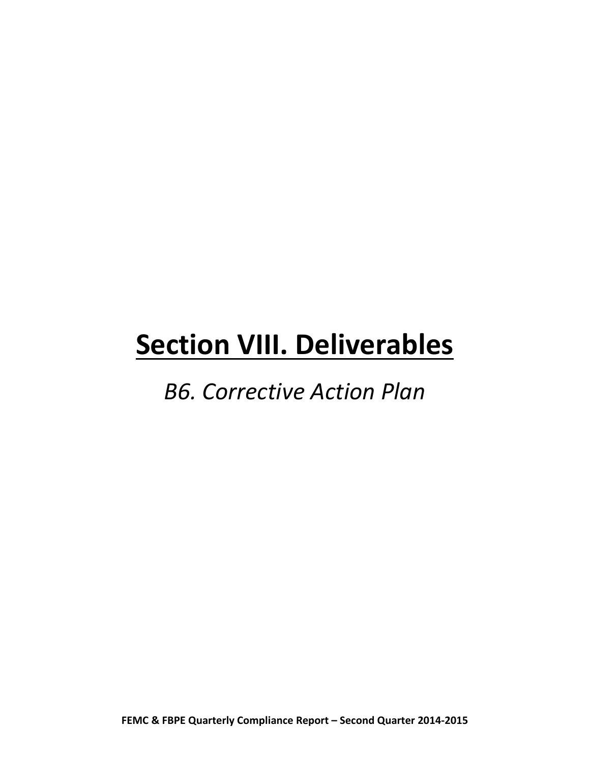# Section VIII. Deliverables

*B6. Corrective Action Plan*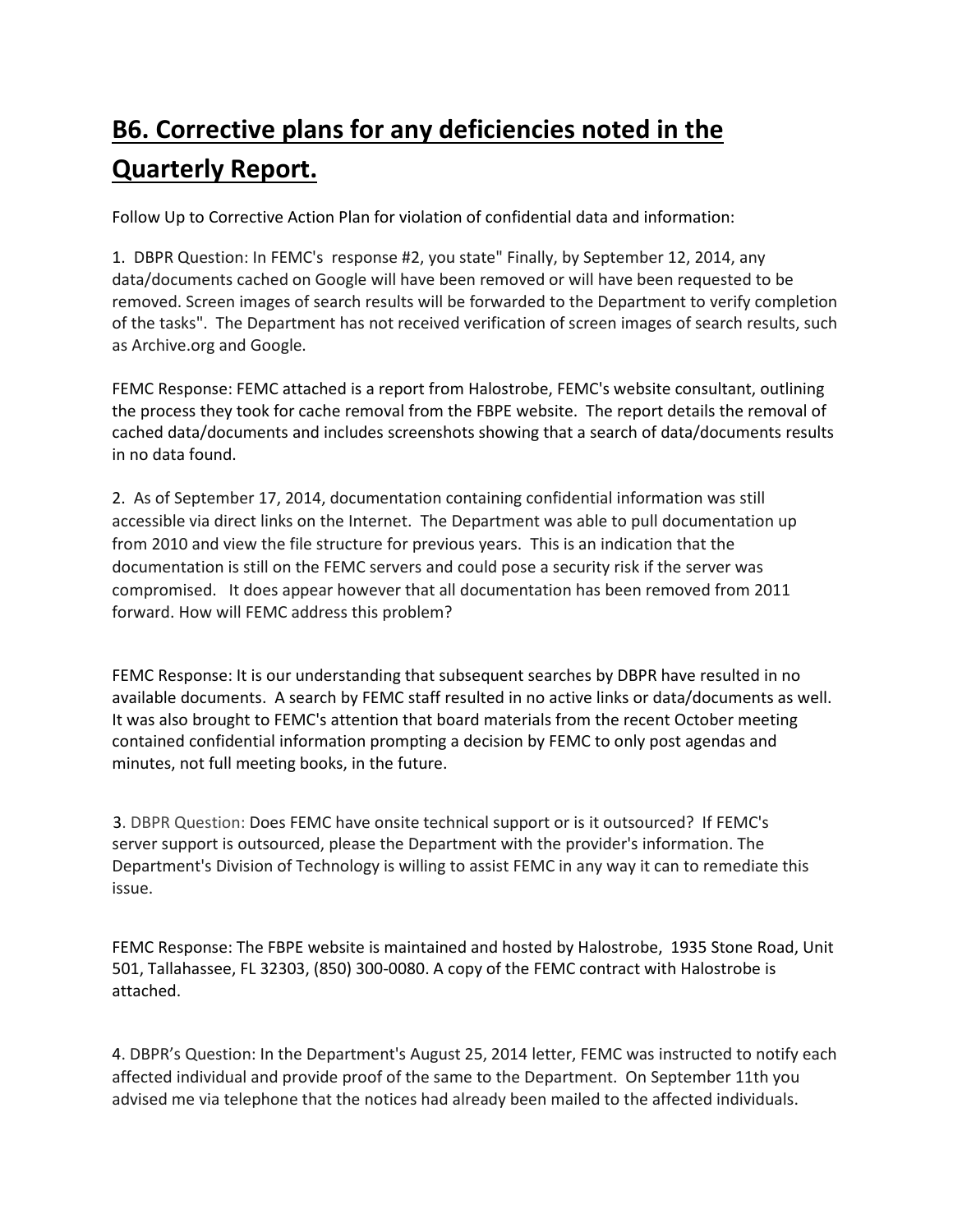# B6. Corrective plans for any deficiencies noted in the Quarterly Report.

Follow Up to Corrective Action Plan for violation of confidential data and information:

1. DBPR Question: In FEMC's response #2, you state" Finally, by September 12, 2014, any data/documents cached on Google will have been removed or will have been requested to be removed. Screen images of search results will be forwarded to the Department to verify completion of the tasks". The Department has not received verification of screen images of search results, such as Archive.org and Google.

FEMC Response: FEMC attached is a report from Halostrobe, FEMC's website consultant, outlining the process they took for cache removal from the FBPE website. The report details the removal of cached data/documents and includes screenshots showing that a search of data/documents results in no data found.

2. As of September 17, 2014, documentation containing confidential information was still accessible via direct links on the Internet. The Department was able to pull documentation up from 2010 and view the file structure for previous years. This is an indication that the documentation is still on the FEMC servers and could pose a security risk if the server was compromised. It does appear however that all documentation has been removed from 2011 forward. How will FEMC address this problem?

FEMC Response: It is our understanding that subsequent searches by DBPR have resulted in no available documents. A search by FEMC staff resulted in no active links or data/documents as well. It was also brought to FEMC's attention that board materials from the recent October meeting contained confidential information prompting a decision by FEMC to only post agendas and minutes, not full meeting books, in the future.

3. DBPR Question: Does FEMC have onsite technical support or is it outsourced? If FEMC's server support is outsourced, please the Department with the provider's information. The Department's Division of Technology is willing to assist FEMC in any way it can to remediate this issue.

FEMC Response: The FBPE website is maintained and hosted by Halostrobe, 1935 Stone Road, Unit 501, Tallahassee, FL 32303, (850) 300-0080. A copy of the FEMC contract with Halostrobe is attached.

4. DBPR's Question: In the Department's August 25, 2014 letter, FEMC was instructed to notify each affected individual and provide proof of the same to the Department. On September 11th you advised me via telephone that the notices had already been mailed to the affected individuals.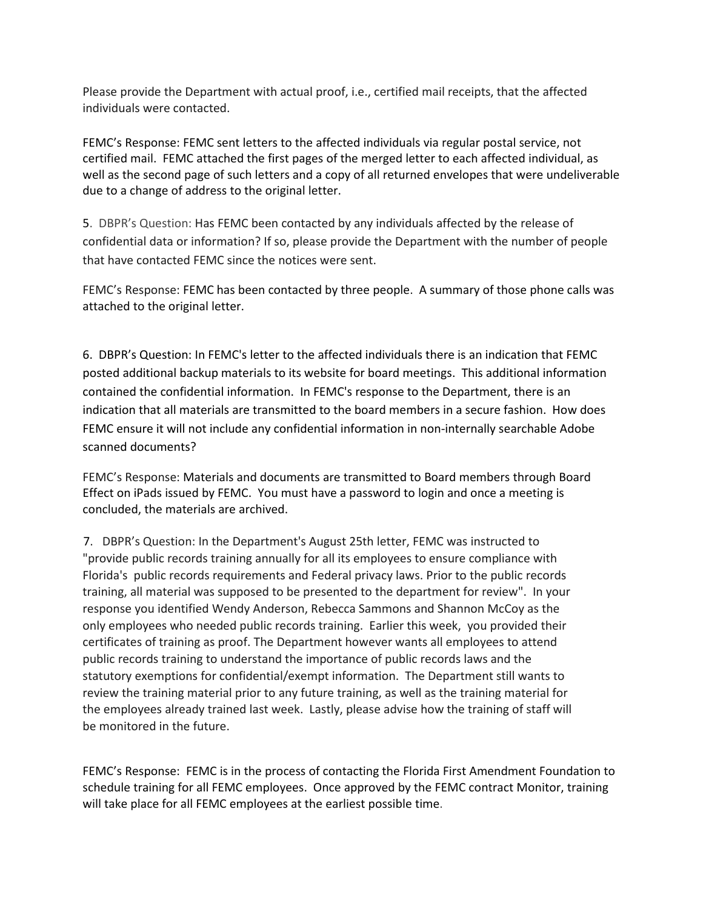Please provide the Department with actual proof, i.e., certified mail receipts, that the affected individuals were contacted.

FEMC's Response: FEMC sent letters to the affected individuals via regular postal service, not certified mail. FEMC attached the first pages of the merged letter to each affected individual, as well as the second page of such letters and a copy of all returned envelopes that were undeliverable due to a change of address to the original letter.

5. DBPR's Question: Has FEMC been contacted by any individuals affected by the release of confidential data or information? If so, please provide the Department with the number of people that have contacted FEMC since the notices were sent.

FEMC's Response: FEMC has been contacted by three people. A summary of those phone calls was attached to the original letter.

6. DBPR's Question: In FEMC's letter to the affected individuals there is an indication that FEMC posted additional backup materials to its website for board meetings. This additional information contained the confidential information. In FEMC's response to the Department, there is an indication that all materials are transmitted to the board members in a secure fashion. How does FEMC ensure it will not include any confidential information in non-internally searchable Adobe scanned documents?

FEMC's Response: Materials and documents are transmitted to Board members through Board Effect on iPads issued by FEMC. You must have a password to login and once a meeting is concluded, the materials are archived.

7. DBPR's Question: In the Department's August 25th letter, FEMC was instructed to "provide public records training annually for all its employees to ensure compliance with Florida's public records requirements and Federal privacy laws. Prior to the public records training, all material was supposed to be presented to the department for review". In your response you identified Wendy Anderson, Rebecca Sammons and Shannon McCoy as the only employees who needed public records training. Earlier this week, you provided their certificates of training as proof. The Department however wants all employees to attend public records training to understand the importance of public records laws and the statutory exemptions for confidential/exempt information. The Department still wants to review the training material prior to any future training, as well as the training material for the employees already trained last week. Lastly, please advise how the training of staff will be monitored in the future.

FEMC's Response: FEMC is in the process of contacting the Florida First Amendment Foundation to schedule training for all FEMC employees. Once approved by the FEMC contract Monitor, training will take place for all FEMC employees at the earliest possible time.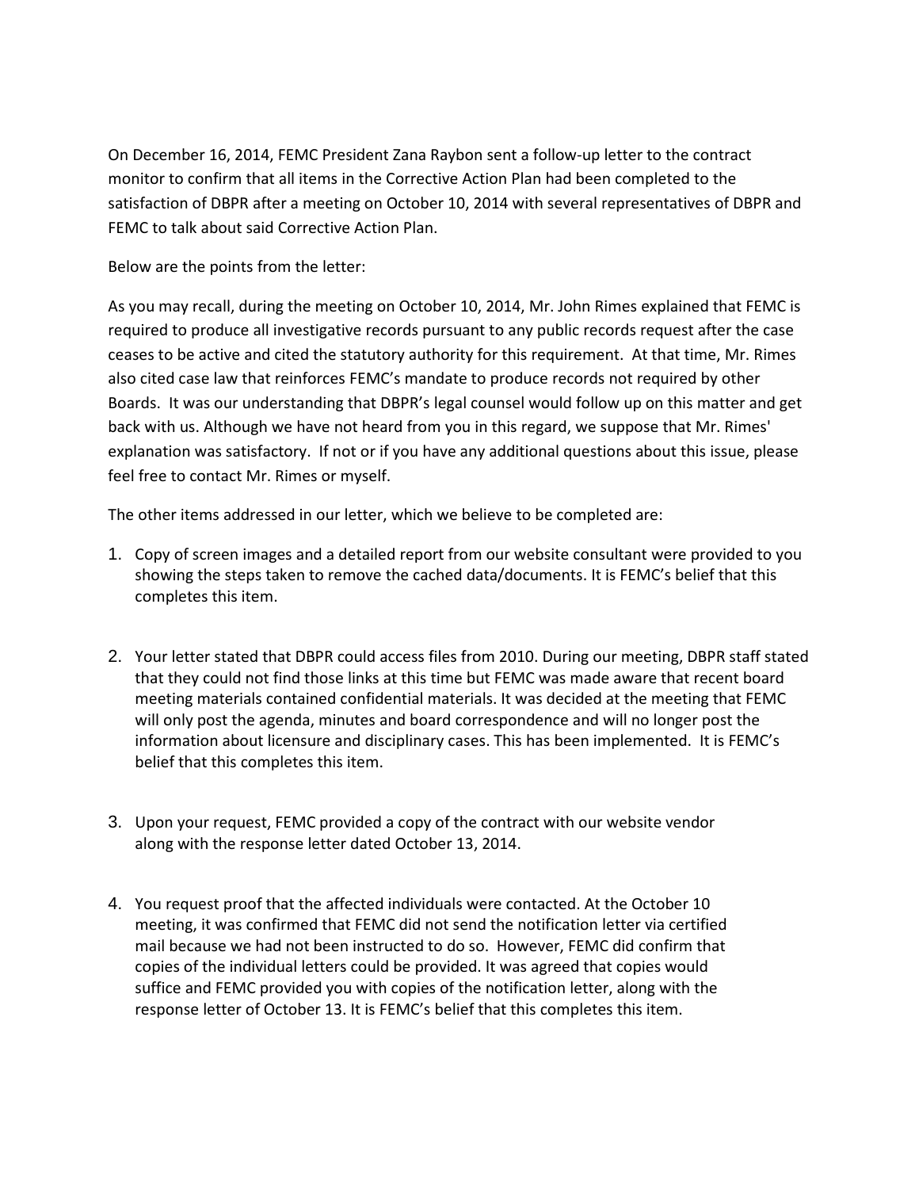On December 16, 2014, FEMC President Zana Raybon sent a follow-up letter to the contract monitor to confirm that all items in the Corrective Action Plan had been completed to the satisfaction of DBPR after a meeting on October 10, 2014 with several representatives of DBPR and FEMC to talk about said Corrective Action Plan.

Below are the points from the letter:

As you may recall, during the meeting on October 10, 2014, Mr. John Rimes explained that FEMC is required to produce all investigative records pursuant to any public records request after the case ceases to be active and cited the statutory authority for this requirement. At that time, Mr. Rimes also cited case law that reinforces FEMC's mandate to produce records not required by other Boards. It was our understanding that DBPR's legal counsel would follow up on this matter and get back with us. Although we have not heard from you in this regard, we suppose that Mr. Rimes' explanation was satisfactory. If not or if you have any additional questions about this issue, please feel free to contact Mr. Rimes or myself.

The other items addressed in our letter, which we believe to be completed are:

1. Copy of screen images and a detailed report from our website consultant were provided to you showing the steps taken to remove the cached data/documents. It is FEMC's belief that this completes this item.

2. Your letter stated that DBPR could access files from 2010. During our meeting, DBPR staff stated that they could not find those links at this time but FEMC was made aware that recent board meeting materials contained confidential materials. It was decided at the meeting that FEMC will only post the agenda, minutes and board correspondence and will no longer post the information about licensure and disciplinary cases. This has been implemented. It is FEMC's belief that this completes this item.

3. Upon your request, FEMC provided a copy of the contract with our website vendor along with the response letter dated October 13, 2014.

4. You request proof that the affected individuals were contacted. At the October 10 meeting, it was confirmed that FEMC did not send the notification letter via certified mail because we had not been instructed to do so. However, FEMC did confirm that copies of the individual letters could be provided. It was agreed that copies would suffice and FEMC provided you with copies of the notification letter, along with the response letter of October 13. It is FEMC's belief that this completes this item.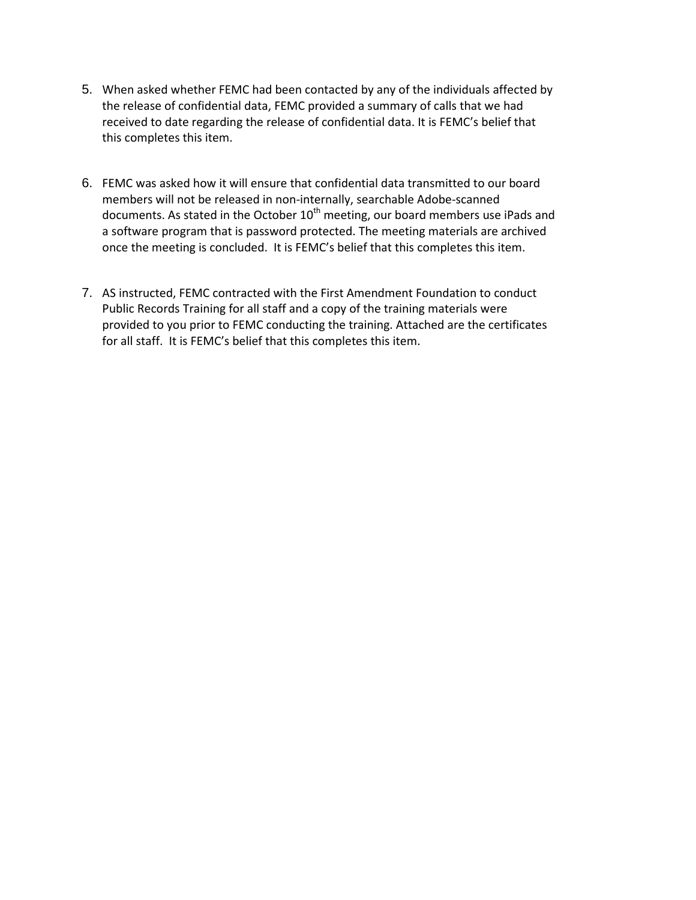5. When asked whether FEMC had been contacted by any of the individuals affected by the release of confidential data, FEMC provided a summary of calls that we had received to date regarding the release of confidential data. It is FEMC's belief that this completes this item.

6. FEMC was asked how it will ensure that confidential data transmitted to our board members will not be released in non-internally, searchable Adobe-scanned documents. As stated in the October 10th meeting, our board members use iPads and a software program that is password protected. The meeting materials are archived once the meeting is concluded. It is FEMC's belief that this completes this item.

7. AS instructed, FEMC contracted with the First Amendment Foundation to conduct Public Records Training for all staff and a copy of the training materials were provided to you prior to FEMC conducting the training. Attached are the certificates for all staff. It is FEMC's belief that this completes this item.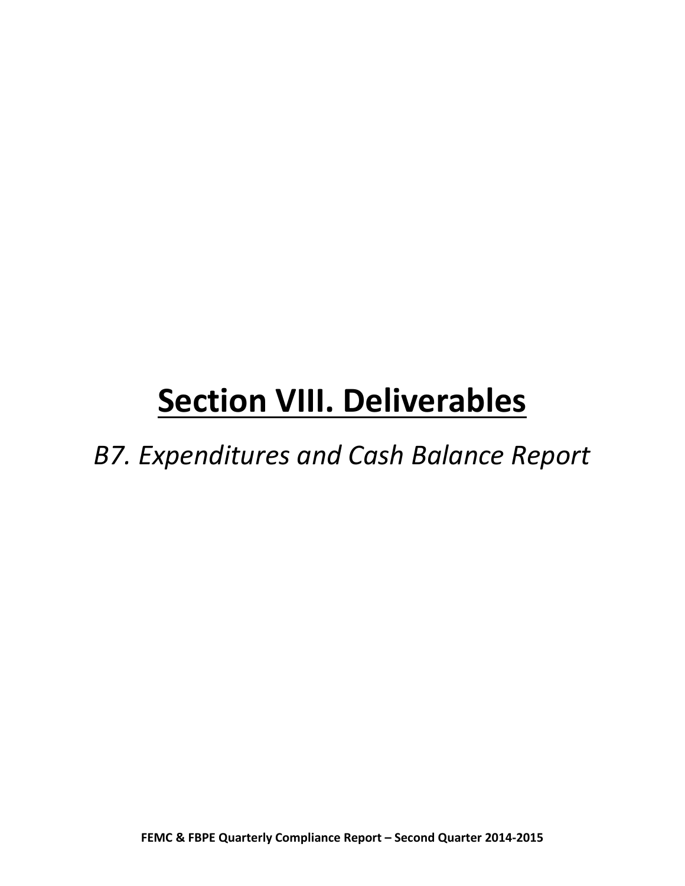# Section VIII. Deliverables

*B7. Expenditures and Cash Balance Report*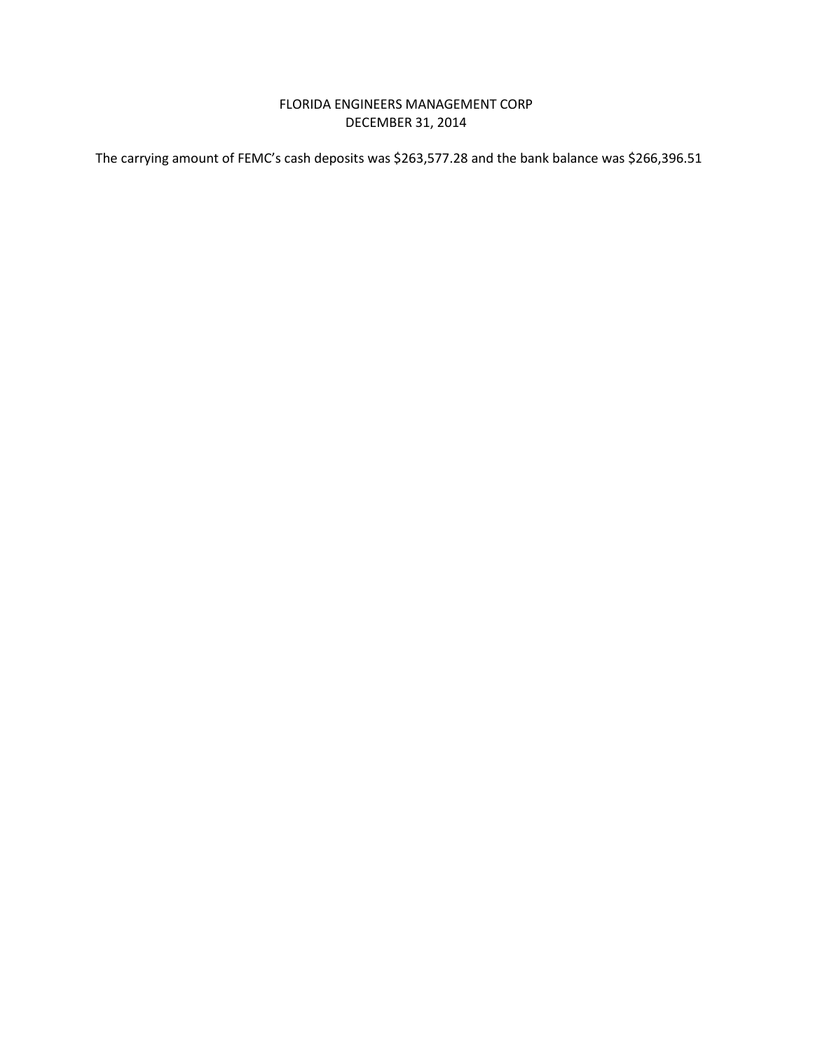FLORIDA ENGINEERS MANAGEMENT CORP
DECEMBER 31, 2014

The carrying amount of FEMC's cash deposits was $263,577.28 and the bank balance was $266,396.51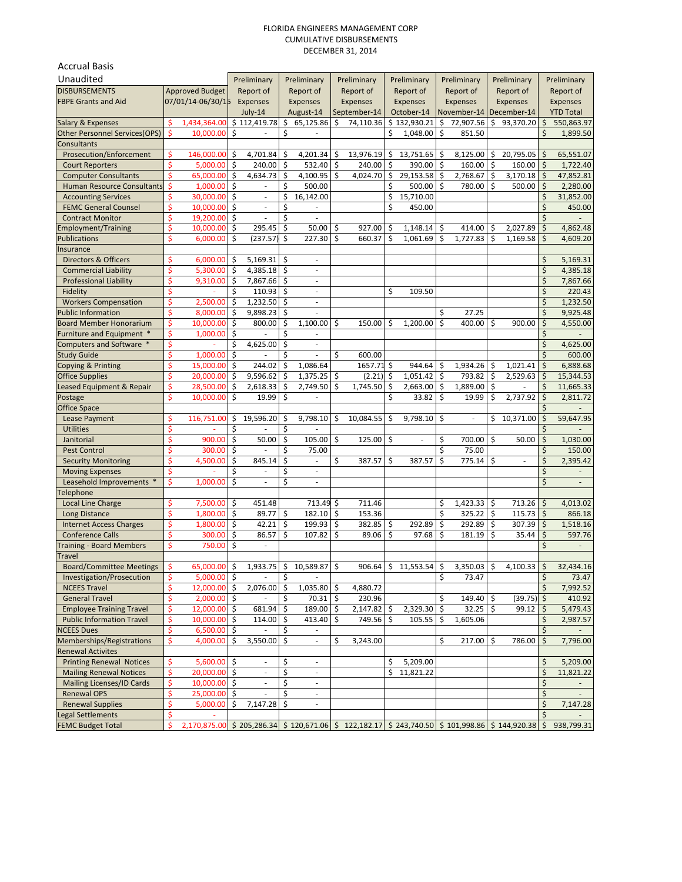FLORIDA ENGINEERS MANAGEMENT CORP
CUMULATIVE DISBURSEMENTS
DECEMBER 31, 2014

Accrual Basis
Unaudited

| DISBURSEMENTS FBPE Grants and Aid | Approved Budget 07/01/14-06/30/15 | Preliminary Report of Expenses July-14 | Preliminary Report of Expenses August-14 | Preliminary Report of Expenses September-14 | Preliminary Report of Expenses October-14 | Preliminary Report of Expenses November-14 | Preliminary Report of Expenses December-14 | Preliminary Report of Expenses YTD Total |
|---|---|---|---|---|---|---|---|---|
| Salary & Expenses | $ 1,434,364.00 | $ 112,419.78 | $ 65,125.86 | $ 74,110.36 | $ 132,930.21 | $ 72,907.56 | $ 93,370.20 | $ 550,863.97 |
| Other Personnel Services(OPS) | $ 10,000.00 | $ - | $ - | | $ 1,048.00 | $ 851.50 | | $ 1,899.50 |
| Consultants | | | | | | | | |
| Prosecution/Enforcement | $ 146,000.00 | $ 4,701.84 | $ 4,201.34 | $ 13,976.19 | $ 13,751.65 | $ 8,125.00 | $ 20,795.05 | $ 65,551.07 |
| Court Reporters | $ 5,000.00 | $ 240.00 | $ 532.40 | $ 240.00 | $ 390.00 | $ 160.00 | $ 160.00 | $ 1,722.40 |
| Computer Consultants | $ 65,000.00 | $ 4,634.73 | $ 4,100.95 | $ 4,024.70 | $ 29,153.58 | $ 2,768.67 | $ 3,170.18 | $ 47,852.81 |
| Human Resource Consultants | $ 1,000.00 | $ - | $ 500.00 | | $ 500.00 | $ 780.00 | $ 500.00 | $ 2,280.00 |
| Accounting Services | $ 30,000.00 | $ - | $ 16,142.00 | | $ 15,710.00 | | | $ 31,852.00 |
| FEMC General Counsel | $ 10,000.00 | $ - | $ - | | $ 450.00 | | | $ 450.00 |
| Contract Monitor | $ 19,200.00 | $ - | $ - | | | | | $ - |
| Employment/Training | $ 10,000.00 | $ 295.45 | $ 50.00 | $ 927.00 | $ 1,148.14 | $ 414.00 | $ 2,027.89 | $ 4,862.48 |
| Publications | $ 6,000.00 | $ (237.57) | $ 227.30 | $ 660.37 | $ 1,061.69 | $ 1,727.83 | $ 1,169.58 | $ 4,609.20 |
| Insurance | | | | | | | | |
| Directors & Officers | $ 6,000.00 | $ 5,169.31 | $ - | | | | | $ 5,169.31 |
| Commercial Liability | $ 5,300.00 | $ 4,385.18 | $ - | | | | | $ 4,385.18 |
| Professional Liability | $ 9,310.00 | $ 7,867.66 | $ - | | | | | $ 7,867.66 |
| Fidelity | $ - | $ 110.93 | $ - | | $ 109.50 | | | $ 220.43 |
| Workers Compensation | $ 2,500.00 | $ 1,232.50 | $ - | | | | | $ 1,232.50 |
| Public Information | $ 8,000.00 | $ 9,898.23 | $ - | | | $ 27.25 | | $ 9,925.48 |
| Board Member Honorarium | $ 10,000.00 | $ 800.00 | $ 1,100.00 | $ 150.00 | $ 1,200.00 | $ 400.00 | $ 900.00 | $ 4,550.00 |
| Furniture and Equipment * | $ 1,000.00 | $ - | $ - | | | | | $ - |
| Computers and Software * | $ - | $ 4,625.00 | $ - | | | | | $ 4,625.00 |
| Study Guide | $ 1,000.00 | $ - | $ - | $ 600.00 | | | | $ 600.00 |
| Copying & Printing | $ 15,000.00 | $ 244.02 | $ 1,086.64 | 1657.71 | $ 944.64 | $ 1,934.26 | $ 1,021.41 | $ 6,888.68 |
| Office Supplies | $ 20,000.00 | $ 9,596.62 | $ 1,375.25 | $ (2.21) | $ 1,051.42 | $ 793.82 | $ 2,529.63 | $ 15,344.53 |
| Leased Equipment & Repair | $ 28,500.00 | $ 2,618.33 | $ 2,749.50 | $ 1,745.50 | $ 2,663.00 | $ 1,889.00 | $ - | $ 11,665.33 |
| Postage | $ 10,000.00 | $ 19.99 | $ - | | $ 33.82 | $ 19.99 | $ 2,737.92 | $ 2,811.72 |
| Office Space | | | | | | | | $ - |
| Lease Payment | $ 116,751.00 | $ 19,596.20 | $ 9,798.10 | $ 10,084.55 | $ 9,798.10 | $ - | $ 10,371.00 | $ 59,647.95 |
| Utilities | $ - | $ - | $ - | | | | | $ - |
| Janitorial | $ 900.00 | $ 50.00 | $ 105.00 | $ 125.00 | $ - | $ 700.00 | $ 50.00 | $ 1,030.00 |
| Pest Control | $ 300.00 | $ - | $ 75.00 | | | $ 75.00 | | $ 150.00 |
| Security Monitoring | $ 4,500.00 | $ 845.14 | $ - | $ 387.57 | $ 387.57 | $ 775.14 | $ - | $ 2,395.42 |
| Moving Expenses | $ - | $ - | $ - | | | | | $ - |
| Leasehold Improvements * | $ 1,000.00 | $ - | $ - | | | | | $ - |
| Telephone | | | | | | | | |
| Local Line Charge | $ 7,500.00 | $ 451.48 | 713.49 | $ 711.46 | | $ 1,423.33 | $ 713.26 | $ 4,013.02 |
| Long Distance | $ 1,800.00 | $ 89.77 | $ 182.10 | $ 153.36 | | $ 325.22 | $ 115.73 | $ 866.18 |
| Internet Access Charges | $ 1,800.00 | $ 42.21 | $ 199.93 | $ 382.85 | $ 292.89 | $ 292.89 | $ 307.39 | $ 1,518.16 |
| Conference Calls | $ 300.00 | $ 86.57 | $ 107.82 | $ 89.06 | $ 97.68 | $ 181.19 | $ 35.44 | $ 597.76 |
| Training - Board Members | $ 750.00 | $ - | | | | | | $ - |
| Travel | | | | | | | | |
| Board/Committee Meetings | $ 65,000.00 | $ 1,933.75 | $ 10,589.87 | $ 906.64 | $ 11,553.54 | $ 3,350.03 | $ 4,100.33 | $ 32,434.16 |
| Investigation/Prosecution | $ 5,000.00 | $ - | $ - | | | $ 73.47 | | $ 73.47 |
| NCEES Travel | $ 12,000.00 | $ 2,076.00 | $ 1,035.80 | $ 4,880.72 | | | | $ 7,992.52 |
| General Travel | $ 2,000.00 | $ - | $ 70.31 | $ 230.96 | | $ 149.40 | $ (39.75) | $ 410.92 |
| Employee Training Travel | $ 12,000.00 | $ 681.94 | $ 189.00 | $ 2,147.82 | $ 2,329.30 | $ 32.25 | $ 99.12 | $ 5,479.43 |
| Public Information Travel | $ 10,000.00 | $ 114.00 | $ 413.40 | $ 749.56 | $ 105.55 | $ 1,605.06 | | $ 2,987.57 |
| NCEES Dues | $ 6,500.00 | $ - | $ - | | | | | $ - |
| Memberships/Registrations | $ 4,000.00 | $ 3,550.00 | $ - | $ 3,243.00 | | $ 217.00 | $ 786.00 | $ 7,796.00 |
| Renewal Activites | | | | | | | | |
| Printing Renewal Notices | $ 5,600.00 | $ - | $ - | | $ 5,209.00 | | | $ 5,209.00 |
| Mailing Renewal Notices | $ 20,000.00 | $ - | $ - | | $ 11,821.22 | | | $ 11,821.22 |
| Mailing Licenses/ID Cards | $ 10,000.00 | $ - | $ - | | | | | $ - |
| Renewal OPS | $ 25,000.00 | $ - | $ - | | | | | $ - |
| Renewal Supplies | $ 5,000.00 | $ 7,147.28 | $ - | | | | | $ 7,147.28 |
| Legal Settlements | $ - | | | | | | | $ - |
| FEMC Budget Total | $ 2,170,875.00 | $ 205,286.34 | $ 120,671.06 | $ 122,182.17 | $ 243,740.50 | $ 101,998.86 | $ 144,920.38 | $ 938,799.31 |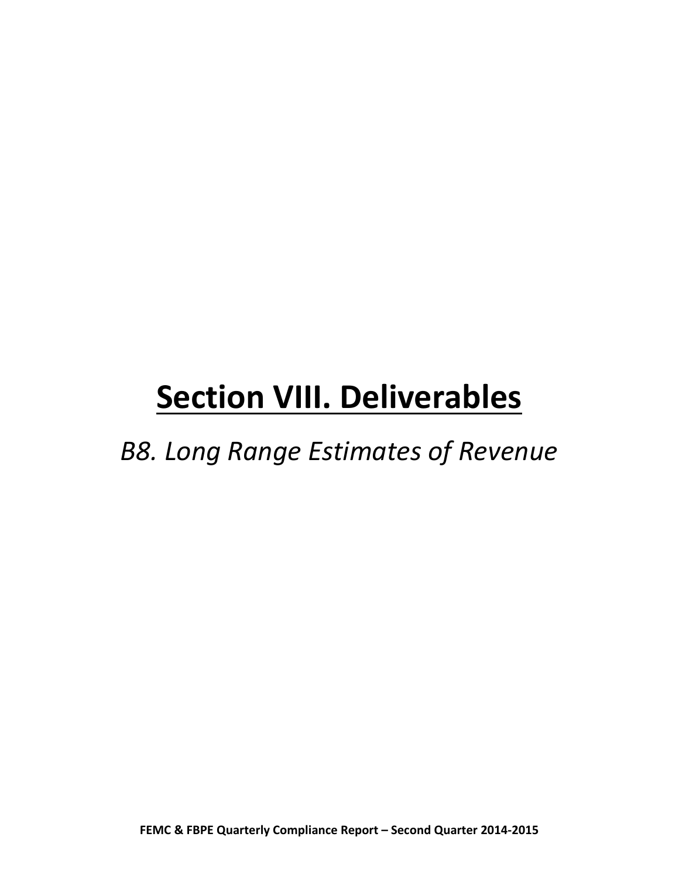# Section VIII. Deliverables

*B8. Long Range Estimates of Revenue*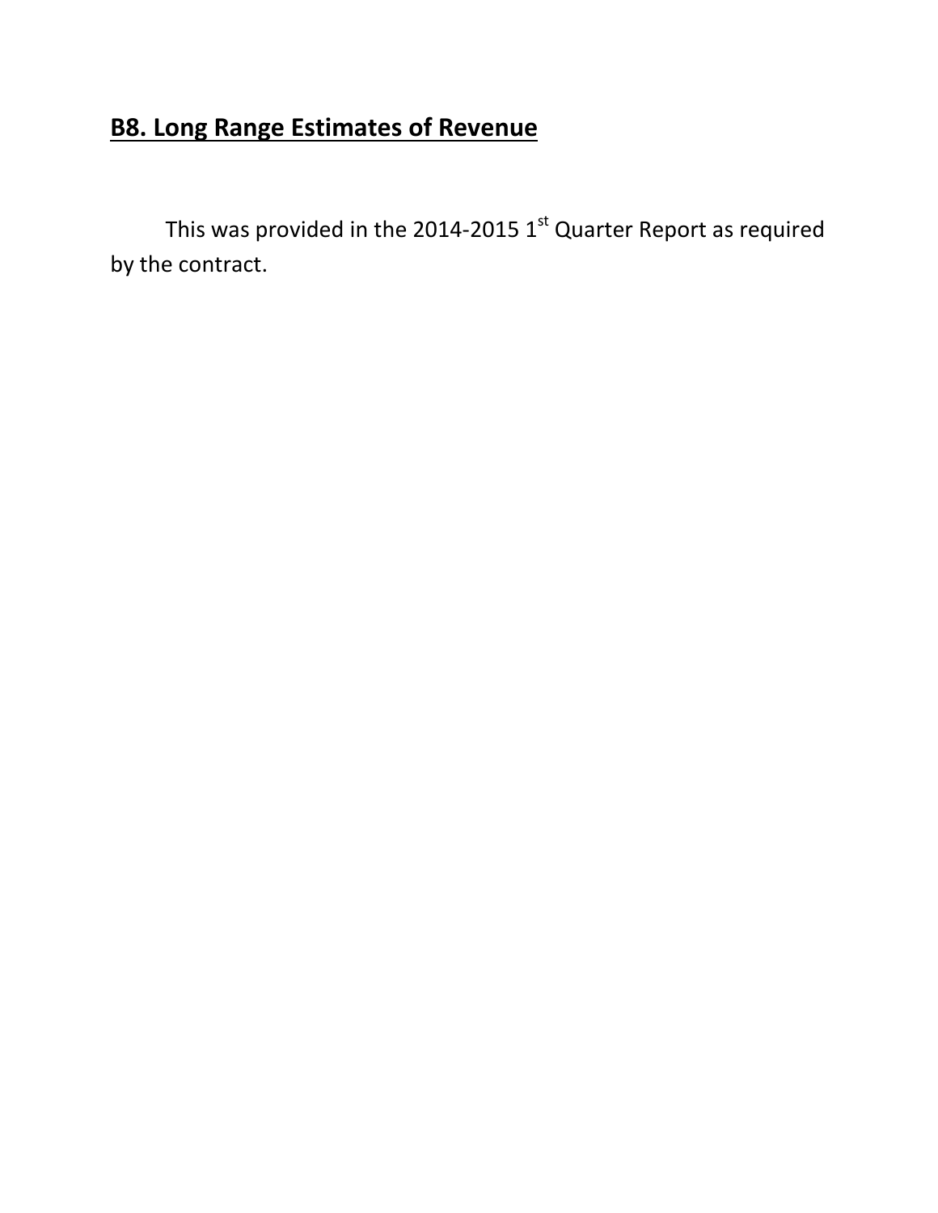## B8. Long Range Estimates of Revenue

This was provided in the 2014-2015 1st Quarter Report as required by the contract.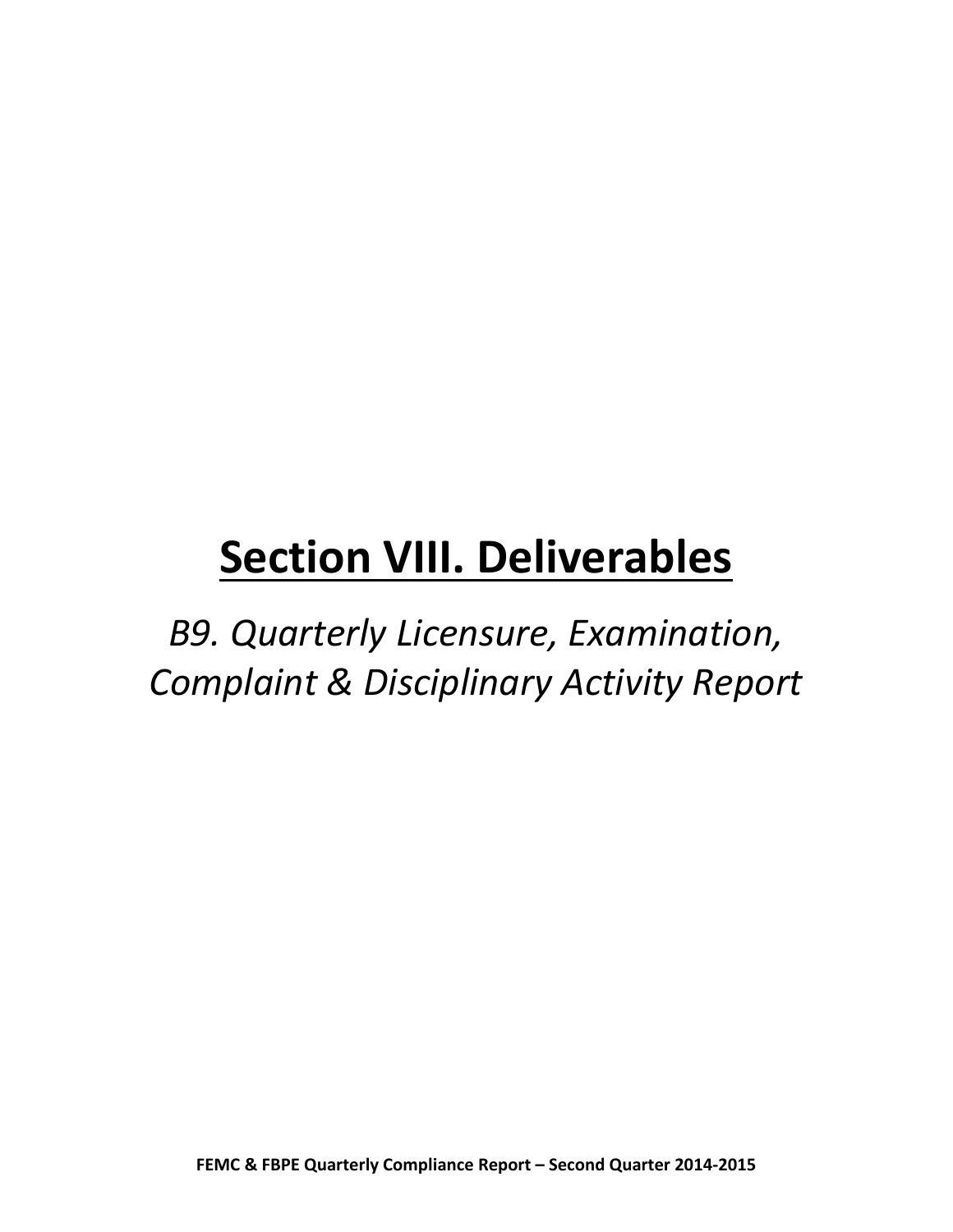# Section VIII. Deliverables

*B9. Quarterly Licensure, Examination, Complaint & Disciplinary Activity Report*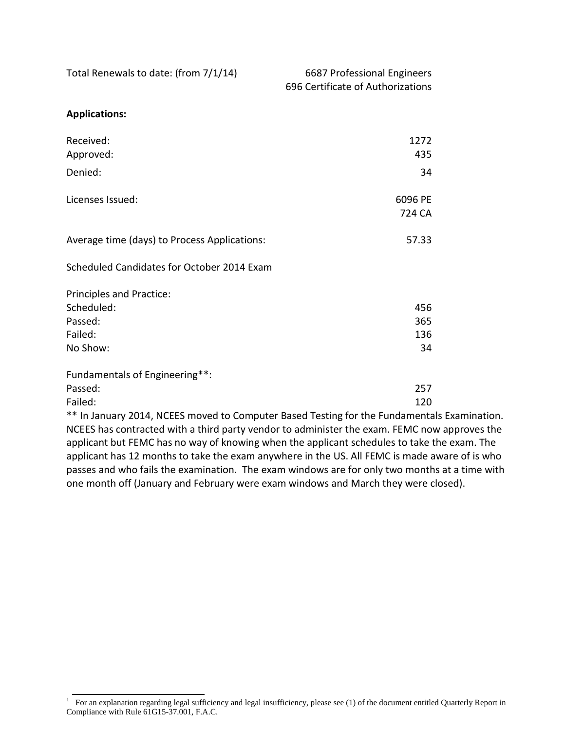| | |
|---|---|
| Total Renewals to date: (from 7/1/14) | 6687 Professional Engineers<br>696 Certificate of Authorizations |

**Applications:**

| | |
|---|---|
| Received: | 1272 |
| Approved: | 435 |
| Denied: | 34 |
| Licenses Issued: | 6096 PE<br>724 CA |
| Average time (days) to Process Applications: | 57.33 |

Scheduled Candidates for October 2014 Exam

| Principles and Practice: | |
|---|---|
| Scheduled: | 456 |
| Passed: | 365 |
| Failed: | 136 |
| No Show: | 34 |

| Fundamentals of Engineering**: | |
|---|---|
| Passed: | 257 |
| Failed: | 120 |

** In January 2014, NCEES moved to Computer Based Testing for the Fundamentals Examination. NCEES has contracted with a third party vendor to administer the exam. FEMC now approves the applicant but FEMC has no way of knowing when the applicant schedules to take the exam. The applicant has 12 months to take the exam anywhere in the US. All FEMC is made aware of is who passes and who fails the examination. The exam windows are for only two months at a time with one month off (January and February were exam windows and March they were closed).

[1] For an explanation regarding legal sufficiency and legal insufficiency, please see (1) of the document entitled Quarterly Report in Compliance with Rule 61G15-37.001, F.A.C.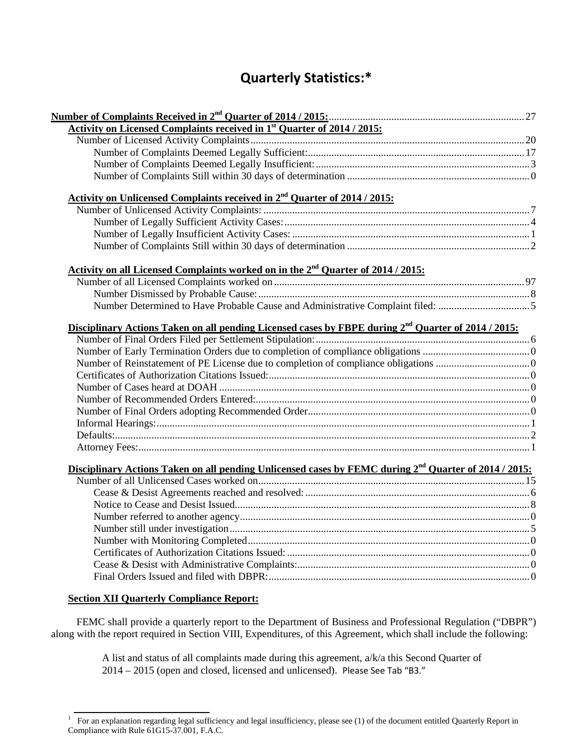# Quarterly Statistics:*

**Number of Complaints Received in 2nd Quarter of 2014 / 2015:** .......... 27

**Activity on Licensed Complaints received in 1st Quarter of 2014 / 2015:**

- Number of Licensed Activity Complaints .......... 20
  - Number of Complaints Deemed Legally Sufficient: .......... 17
  - Number of Complaints Deemed Legally Insufficient: .......... 3
  - Number of Complaints Still within 30 days of determination .......... 0

**Activity on Unlicensed Complaints received in 2nd Quarter of 2014 / 2015:**

- Number of Unlicensed Activity Complaints: .......... 7
  - Number of Legally Sufficient Activity Cases: .......... 4
  - Number of Legally Insufficient Activity Cases: .......... 1
  - Number of Complaints Still within 30 days of determination .......... 2

**Activity on all Licensed Complaints worked on in the 2nd Quarter of 2014 / 2015:**

- Number of all Licensed Complaints worked on .......... 97
  - Number Dismissed by Probable Cause: .......... 8
  - Number Determined to Have Probable Cause and Administrative Complaint filed: .......... 5

**Disciplinary Actions Taken on all pending Licensed cases by FBPE during 2nd Quarter of 2014 / 2015:**

- Number of Final Orders Filed per Settlement Stipulation: .......... 6
- Number of Early Termination Orders due to completion of compliance obligations .......... 0
- Number of Reinstatement of PE License due to completion of compliance obligations .......... 0
- Certificates of Authorization Citations Issued: .......... 0
- Number of Cases heard at DOAH .......... 0
- Number of Recommended Orders Entered: .......... 0
- Number of Final Orders adopting Recommended Order .......... 0
- Informal Hearings: .......... 1
- Defaults: .......... 2
- Attorney Fees: .......... 1

**Disciplinary Actions Taken on all pending Unlicensed cases by FEMC during 2nd Quarter of 2014 / 2015:**

- Number of all Unlicensed Cases worked on .......... 15
  - Cease & Desist Agreements reached and resolved: .......... 6
  - Notice to Cease and Desist Issued .......... 8
  - Number referred to another agency .......... 0
  - Number still under investigation .......... 5
  - Number with Monitoring Completed .......... 0
  - Certificates of Authorization Citations Issued: .......... 0
  - Cease & Desist with Administrative Complaints: .......... 0
  - Final Orders Issued and filed with DBPR: .......... 0

**Section XII Quarterly Compliance Report:**

FEMC shall provide a quarterly report to the Department of Business and Professional Regulation ("DBPR") along with the report required in Section VIII, Expenditures, of this Agreement, which shall include the following:

> A list and status of all complaints made during this agreement, a/k/a this Second Quarter of 2014 – 2015 (open and closed, licensed and unlicensed). Please See Tab "B3."

---

[1] For an explanation regarding legal sufficiency and legal insufficiency, please see (1) of the document entitled Quarterly Report in Compliance with Rule 61G15-37.001, F.A.C.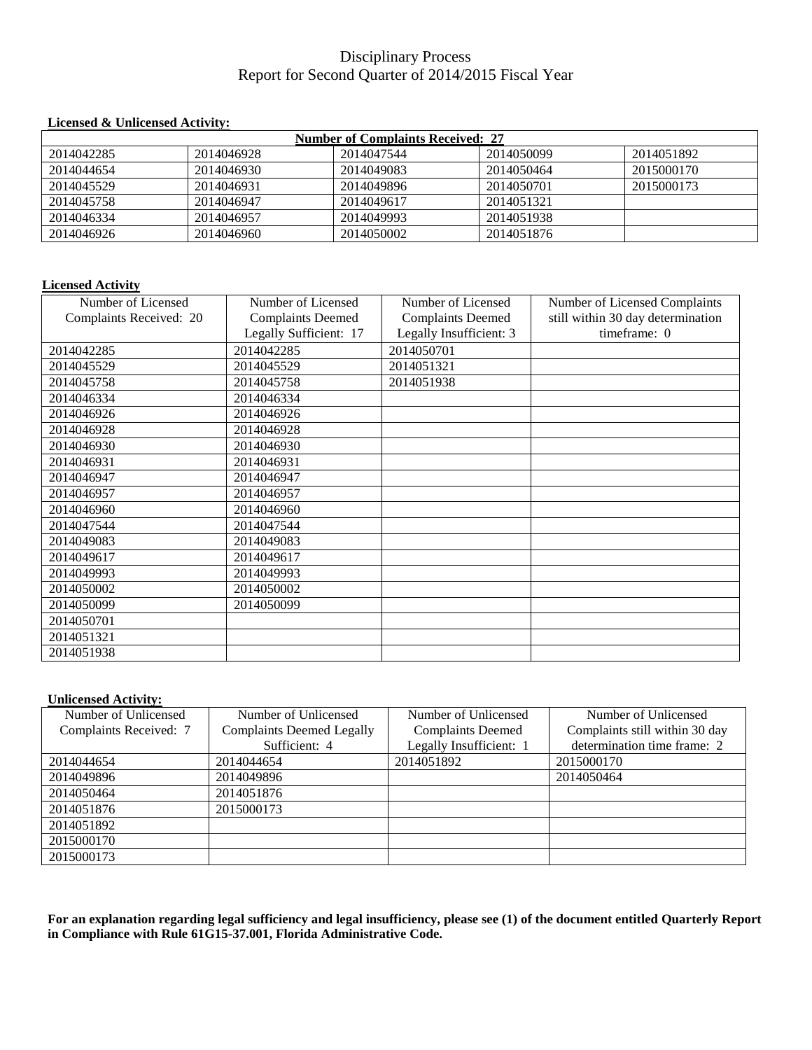# Disciplinary Process
## Report for Second Quarter of 2014/2015 Fiscal Year

**Licensed & Unlicensed Activity:**

| **Number of Complaints Received: 27** | | | | |
|---|---|---|---|---|
| 2014042285 | 2014046928 | 2014047544 | 2014050099 | 2014051892 |
| 2014044654 | 2014046930 | 2014049083 | 2014050464 | 2015000170 |
| 2014045529 | 2014046931 | 2014049896 | 2014050701 | 2015000173 |
| 2014045758 | 2014046947 | 2014049617 | 2014051321 | |
| 2014046334 | 2014046957 | 2014049993 | 2014051938 | |
| 2014046926 | 2014046960 | 2014050002 | 2014051876 | |

**Licensed Activity**

| Number of Licensed Complaints Received: 20 | Number of Licensed Complaints Deemed Legally Sufficient: 17 | Number of Licensed Complaints Deemed Legally Insufficient: 3 | Number of Licensed Complaints still within 30 day determination timeframe: 0 |
|---|---|---|---|
| 2014042285 | 2014042285 | 2014050701 | |
| 2014045529 | 2014045529 | 2014051321 | |
| 2014045758 | 2014045758 | 2014051938 | |
| 2014046334 | 2014046334 | | |
| 2014046926 | 2014046926 | | |
| 2014046928 | 2014046928 | | |
| 2014046930 | 2014046930 | | |
| 2014046931 | 2014046931 | | |
| 2014046947 | 2014046947 | | |
| 2014046957 | 2014046957 | | |
| 2014046960 | 2014046960 | | |
| 2014047544 | 2014047544 | | |
| 2014049083 | 2014049083 | | |
| 2014049617 | 2014049617 | | |
| 2014049993 | 2014049993 | | |
| 2014050002 | 2014050002 | | |
| 2014050099 | 2014050099 | | |
| 2014050701 | | | |
| 2014051321 | | | |
| 2014051938 | | | |

**Unlicensed Activity:**

| Number of Unlicensed Complaints Received: 7 | Number of Unlicensed Complaints Deemed Legally Sufficient: 4 | Number of Unlicensed Complaints Deemed Legally Insufficient: 1 | Number of Unlicensed Complaints still within 30 day determination time frame: 2 |
|---|---|---|---|
| 2014044654 | 2014044654 | 2014051892 | 2015000170 |
| 2014049896 | 2014049896 | | 2014050464 |
| 2014050464 | 2014051876 | | |
| 2014051876 | 2015000173 | | |
| 2014051892 | | | |
| 2015000170 | | | |
| 2015000173 | | | |

**For an explanation regarding legal sufficiency and legal insufficiency, please see (1) of the document entitled Quarterly Report in Compliance with Rule 61G15-37.001, Florida Administrative Code.**